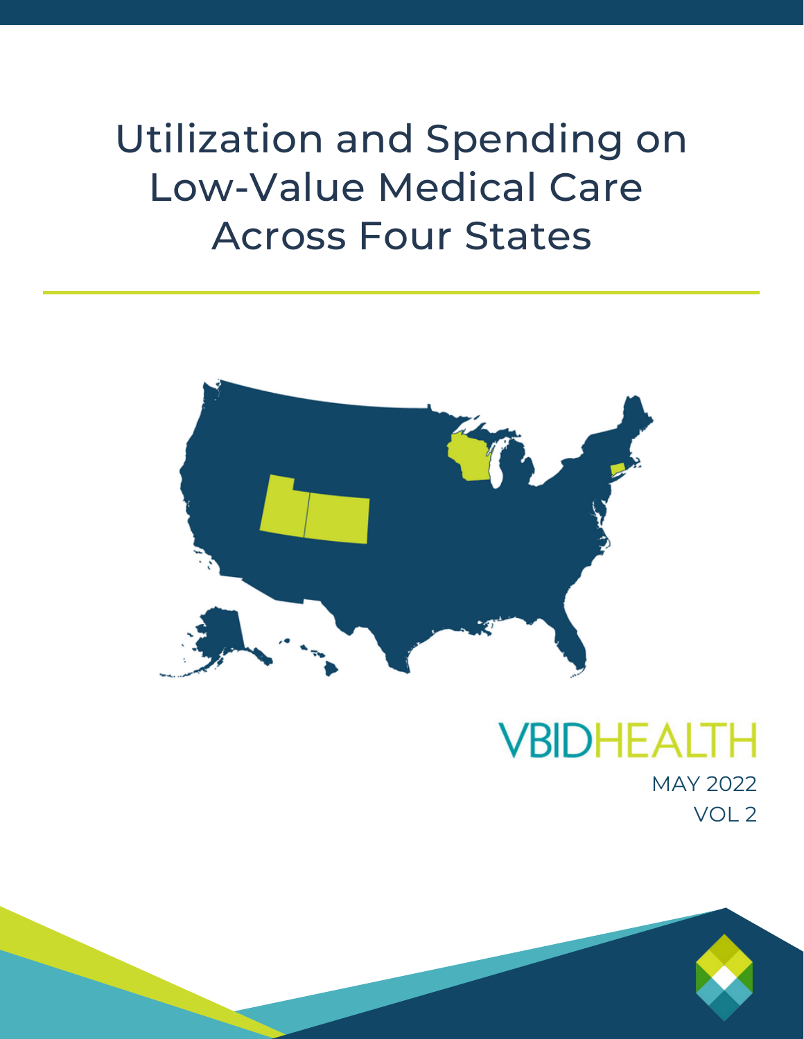# Utilization and Spending on Low-Value Medical Care Across Four States

VBIDHEALTH

MAY 2022

VOL 2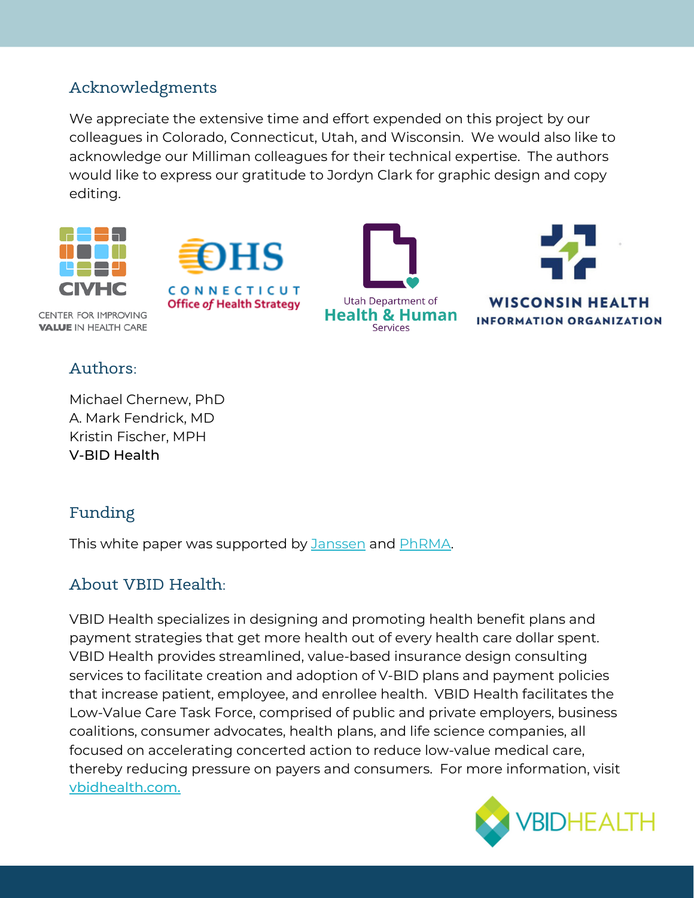## Acknowledgments

We appreciate the extensive time and effort expended on this project by our colleagues in Colorado, Connecticut, Utah, and Wisconsin. We would also like to acknowledge our Milliman colleagues for their technical expertise. The authors would like to express our gratitude to Jordyn Clark for graphic design and copy editing.

## Authors:

Michael Chernew, PhD
A. Mark Fendrick, MD
Kristin Fischer, MPH
V-BID Health

## Funding

This white paper was supported by Janssen and PhRMA.

## About VBID Health:

VBID Health specializes in designing and promoting health benefit plans and payment strategies that get more health out of every health care dollar spent. VBID Health provides streamlined, value-based insurance design consulting services to facilitate creation and adoption of V-BID plans and payment policies that increase patient, employee, and enrollee health. VBID Health facilitates the Low-Value Care Task Force, comprised of public and private employers, business coalitions, consumer advocates, health plans, and life science companies, all focused on accelerating concerted action to reduce low-value medical care, thereby reducing pressure on payers and consumers. For more information, visit vbidhealth.com.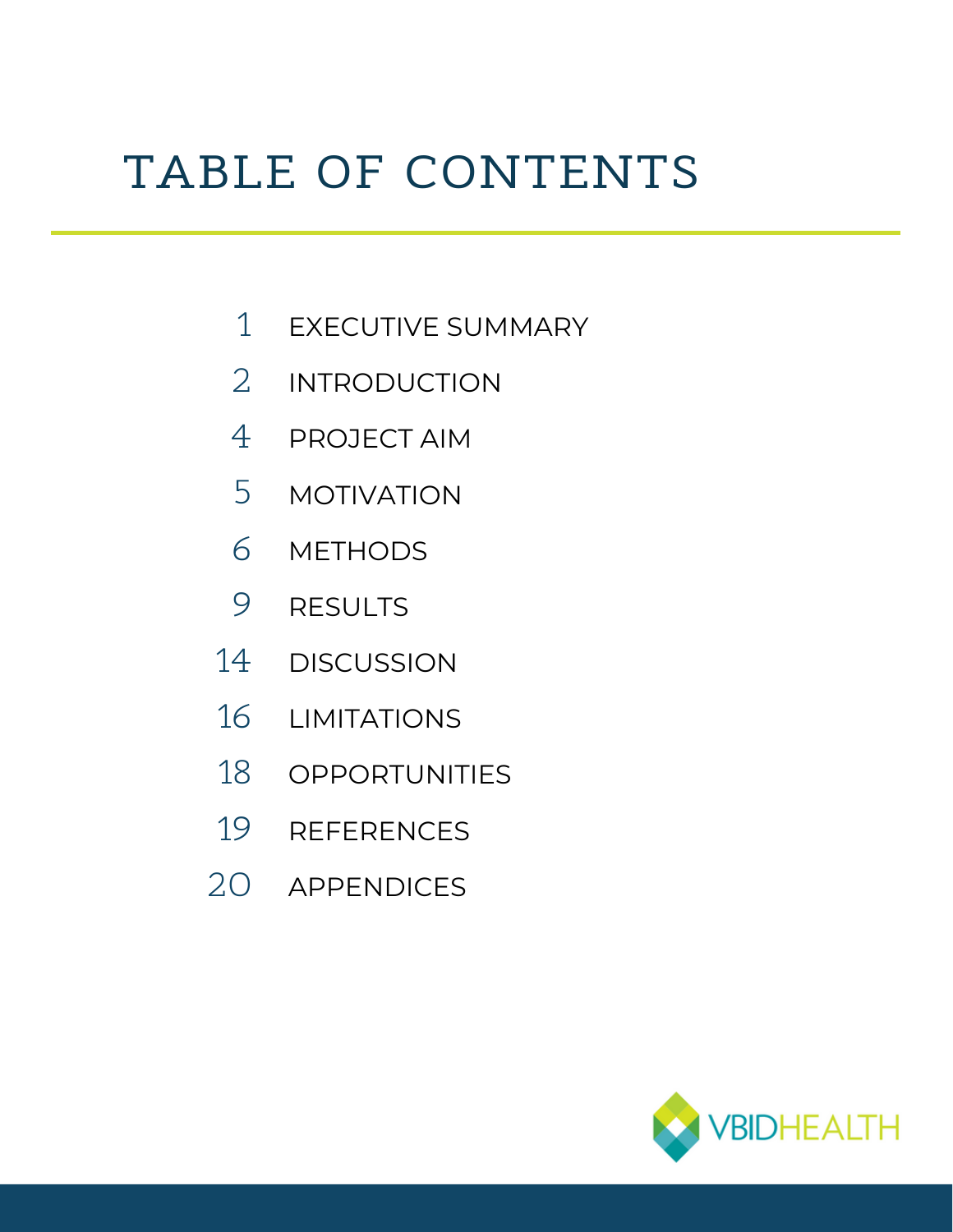# TABLE OF CONTENTS

| Page | Section |
|---|---|
| 1 | EXECUTIVE SUMMARY |
| 2 | INTRODUCTION |
| 4 | PROJECT AIM |
| 5 | MOTIVATION |
| 6 | METHODS |
| 9 | RESULTS |
| 14 | DISCUSSION |
| 16 | LIMITATIONS |
| 18 | OPPORTUNITIES |
| 19 | REFERENCES |
| 20 | APPENDICES |

VBIDHEALTH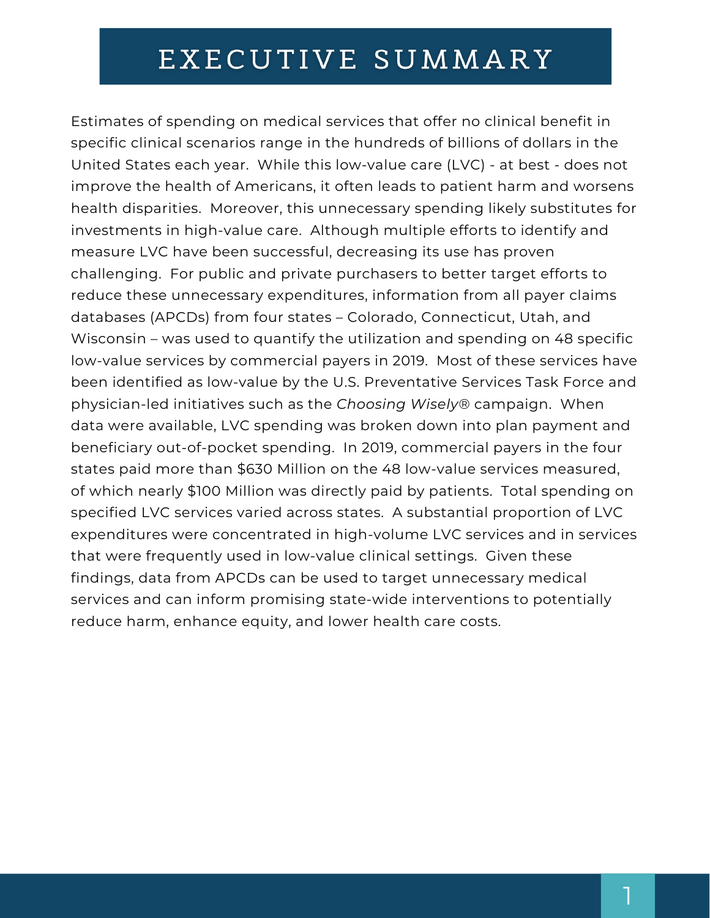# EXECUTIVE SUMMARY

Estimates of spending on medical services that offer no clinical benefit in specific clinical scenarios range in the hundreds of billions of dollars in the United States each year. While this low-value care (LVC) - at best - does not improve the health of Americans, it often leads to patient harm and worsens health disparities. Moreover, this unnecessary spending likely substitutes for investments in high-value care. Although multiple efforts to identify and measure LVC have been successful, decreasing its use has proven challenging. For public and private purchasers to better target efforts to reduce these unnecessary expenditures, information from all payer claims databases (APCDs) from four states – Colorado, Connecticut, Utah, and Wisconsin – was used to quantify the utilization and spending on 48 specific low-value services by commercial payers in 2019. Most of these services have been identified as low-value by the U.S. Preventative Services Task Force and physician-led initiatives such as the *Choosing Wisely®* campaign. When data were available, LVC spending was broken down into plan payment and beneficiary out-of-pocket spending. In 2019, commercial payers in the four states paid more than $630 Million on the 48 low-value services measured, of which nearly $100 Million was directly paid by patients. Total spending on specified LVC services varied across states. A substantial proportion of LVC expenditures were concentrated in high-volume LVC services and in services that were frequently used in low-value clinical settings. Given these findings, data from APCDs can be used to target unnecessary medical services and can inform promising state-wide interventions to potentially reduce harm, enhance equity, and lower health care costs.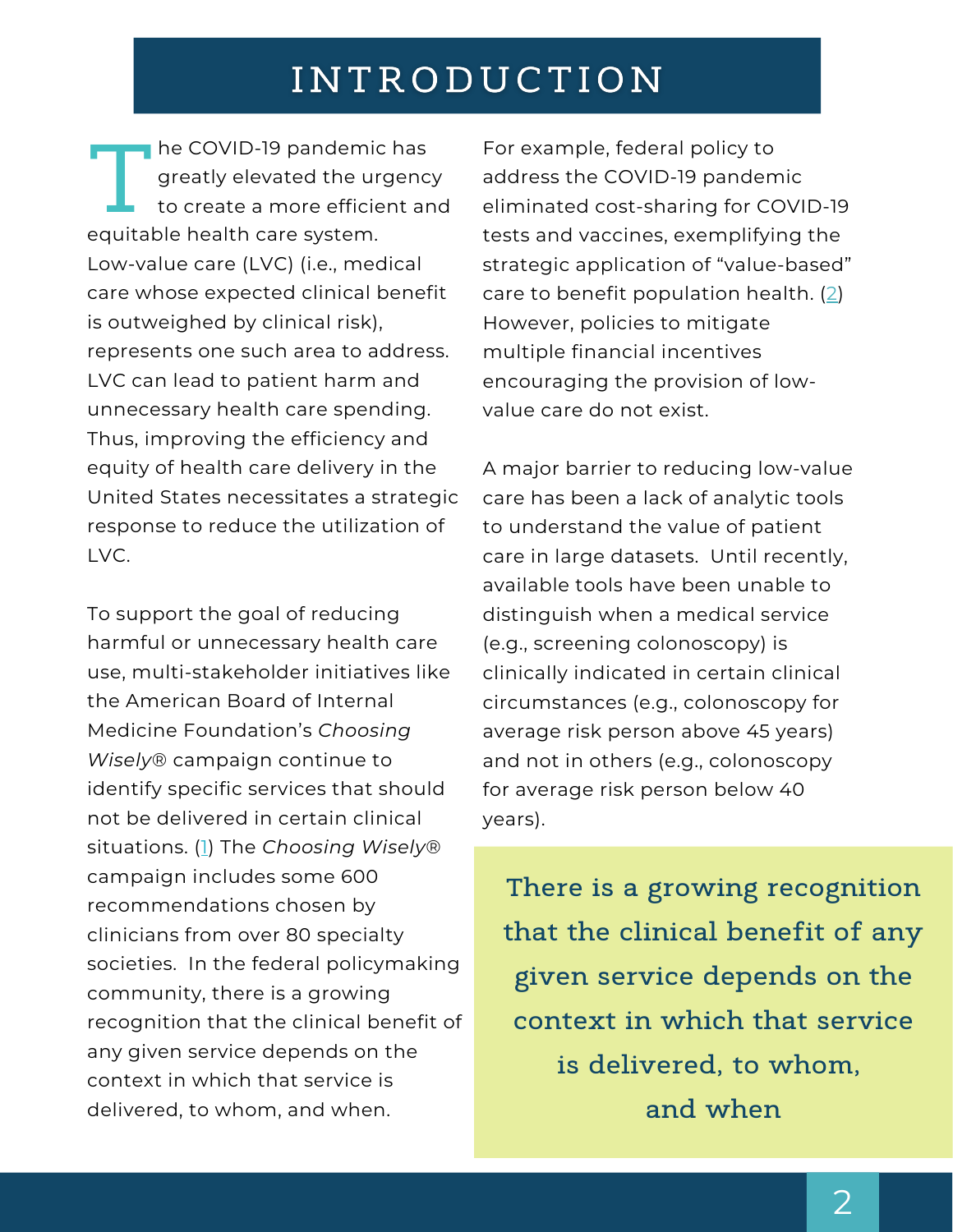# INTRODUCTION

The COVID-19 pandemic has greatly elevated the urgency to create a more efficient and equitable health care system. Low-value care (LVC) (i.e., medical care whose expected clinical benefit is outweighed by clinical risk), represents one such area to address. LVC can lead to patient harm and unnecessary health care spending. Thus, improving the efficiency and equity of health care delivery in the United States necessitates a strategic response to reduce the utilization of LVC.

To support the goal of reducing harmful or unnecessary health care use, multi-stakeholder initiatives like the American Board of Internal Medicine Foundation's *Choosing Wisely®* campaign continue to identify specific services that should not be delivered in certain clinical situations. (1) The *Choosing Wisely®* campaign includes some 600 recommendations chosen by clinicians from over 80 specialty societies. In the federal policymaking community, there is a growing recognition that the clinical benefit of any given service depends on the context in which that service is delivered, to whom, and when.

For example, federal policy to address the COVID-19 pandemic eliminated cost-sharing for COVID-19 tests and vaccines, exemplifying the strategic application of "value-based" care to benefit population health. (2) However, policies to mitigate multiple financial incentives encouraging the provision of low-value care do not exist.

A major barrier to reducing low-value care has been a lack of analytic tools to understand the value of patient care in large datasets. Until recently, available tools have been unable to distinguish when a medical service (e.g., screening colonoscopy) is clinically indicated in certain clinical circumstances (e.g., colonoscopy for average risk person above 45 years) and not in others (e.g., colonoscopy for average risk person below 40 years).

**There is a growing recognition that the clinical benefit of any given service depends on the context in which that service is delivered, to whom, and when**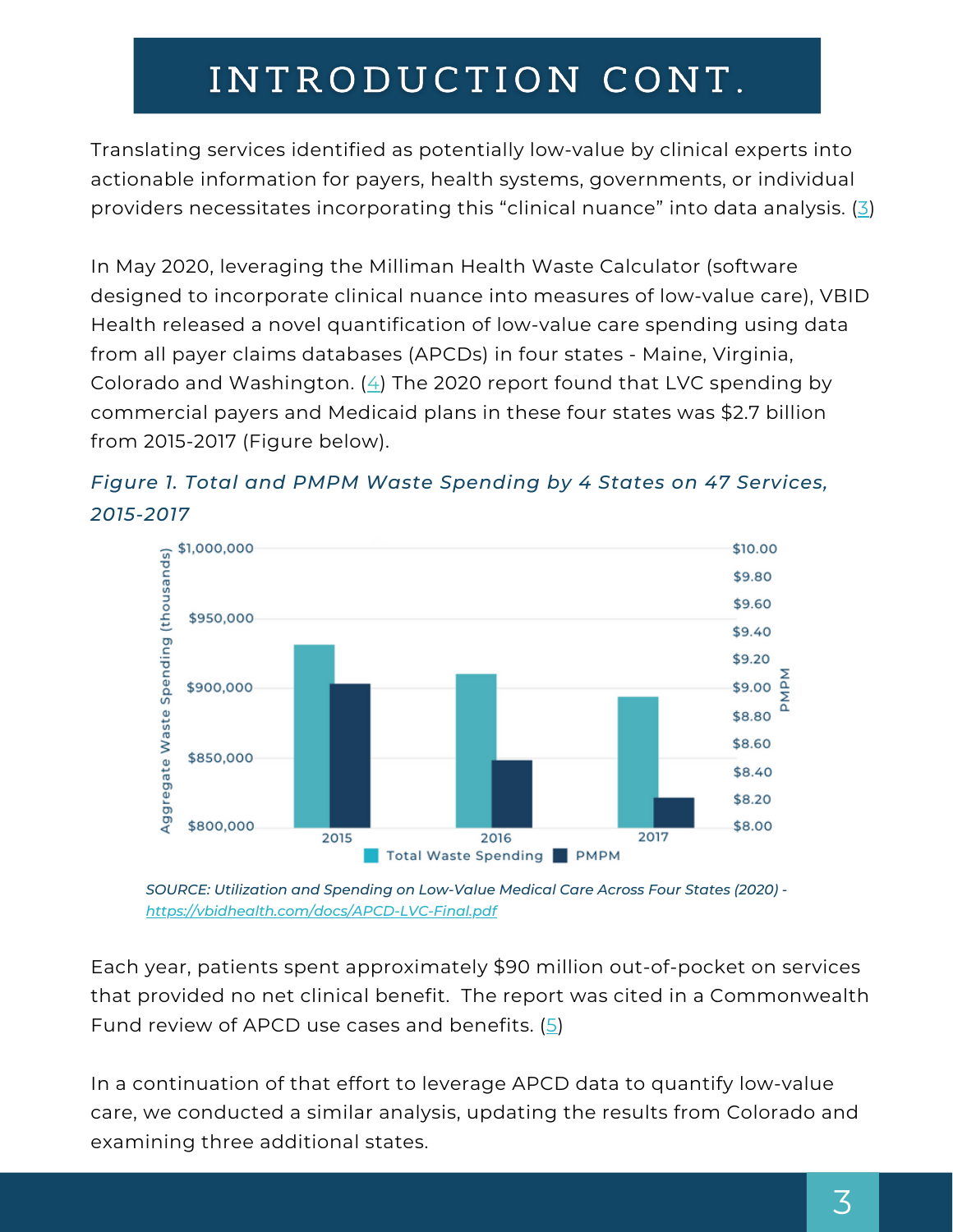# INTRODUCTION CONT.

Translating services identified as potentially low-value by clinical experts into actionable information for payers, health systems, governments, or individual providers necessitates incorporating this "clinical nuance" into data analysis. (3)

In May 2020, leveraging the Milliman Health Waste Calculator (software designed to incorporate clinical nuance into measures of low-value care), VBID Health released a novel quantification of low-value care spending using data from all payer claims databases (APCDs) in four states - Maine, Virginia, Colorado and Washington. (4) The 2020 report found that LVC spending by commercial payers and Medicaid plans in these four states was $2.7 billion from 2015-2017 (Figure below).

*Figure 1. Total and PMPM Waste Spending by 4 States on 47 Services, 2015-2017*

*SOURCE: Utilization and Spending on Low-Value Medical Care Across Four States (2020) - https://vbidhealth.com/docs/APCD-LVC-Final.pdf*

Each year, patients spent approximately $90 million out-of-pocket on services that provided no net clinical benefit. The report was cited in a Commonwealth Fund review of APCD use cases and benefits. (5)

In a continuation of that effort to leverage APCD data to quantify low-value care, we conducted a similar analysis, updating the results from Colorado and examining three additional states.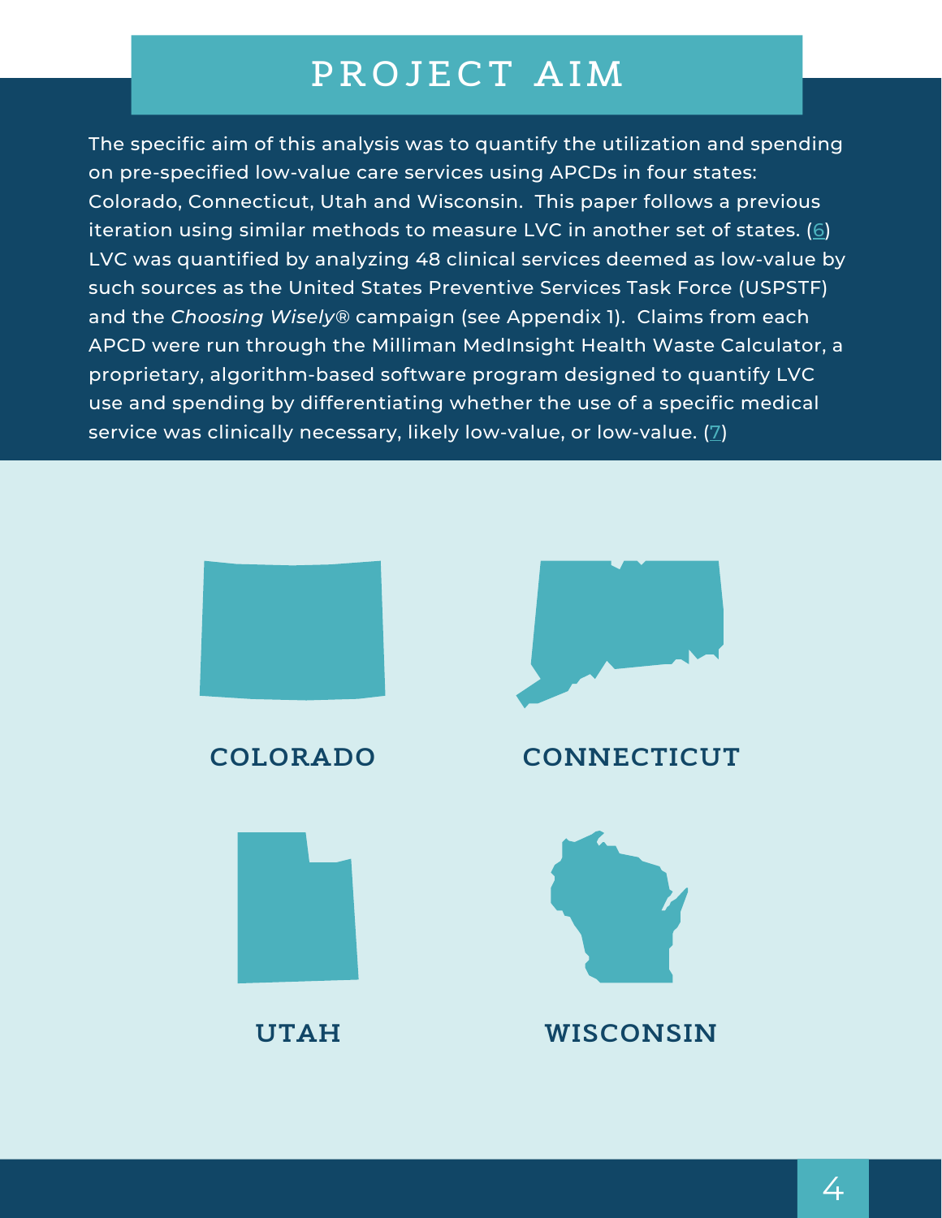# PROJECT AIM

The specific aim of this analysis was to quantify the utilization and spending on pre-specified low-value care services using APCDs in four states: Colorado, Connecticut, Utah and Wisconsin. This paper follows a previous iteration using similar methods to measure LVC in another set of states. (6) LVC was quantified by analyzing 48 clinical services deemed as low-value by such sources as the United States Preventive Services Task Force (USPSTF) and the *Choosing Wisely*® campaign (see Appendix 1). Claims from each APCD were run through the Milliman MedInsight Health Waste Calculator, a proprietary, algorithm-based software program designed to quantify LVC use and spending by differentiating whether the use of a specific medical service was clinically necessary, likely low-value, or low-value. (7)

**COLORADO**

**CONNECTICUT**

**UTAH**

**WISCONSIN**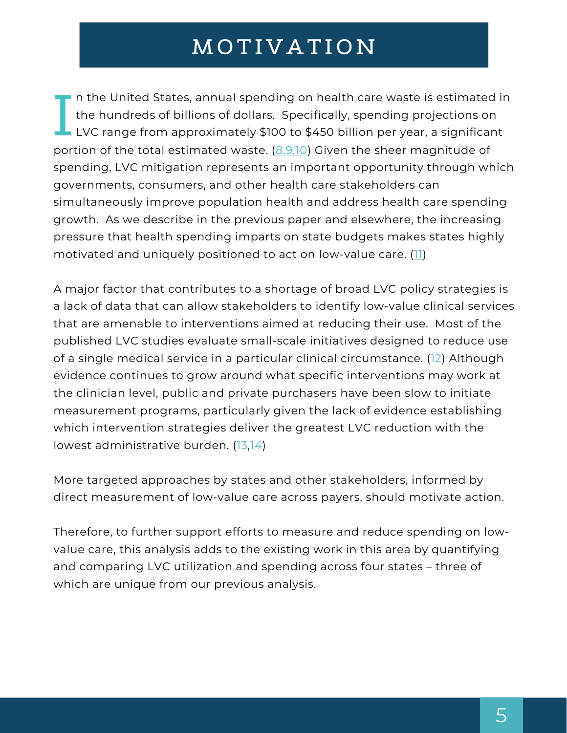# MOTIVATION

In the United States, annual spending on health care waste is estimated in the hundreds of billions of dollars. Specifically, spending projections on LVC range from approximately $100 to $450 billion per year, a significant portion of the total estimated waste. (8,9,10) Given the sheer magnitude of spending, LVC mitigation represents an important opportunity through which governments, consumers, and other health care stakeholders can simultaneously improve population health and address health care spending growth. As we describe in the previous paper and elsewhere, the increasing pressure that health spending imparts on state budgets makes states highly motivated and uniquely positioned to act on low-value care. (11)

A major factor that contributes to a shortage of broad LVC policy strategies is a lack of data that can allow stakeholders to identify low-value clinical services that are amenable to interventions aimed at reducing their use. Most of the published LVC studies evaluate small-scale initiatives designed to reduce use of a single medical service in a particular clinical circumstance. (12) Although evidence continues to grow around what specific interventions may work at the clinician level, public and private purchasers have been slow to initiate measurement programs, particularly given the lack of evidence establishing which intervention strategies deliver the greatest LVC reduction with the lowest administrative burden. (13,14)

More targeted approaches by states and other stakeholders, informed by direct measurement of low-value care across payers, should motivate action.

Therefore, to further support efforts to measure and reduce spending on low-value care, this analysis adds to the existing work in this area by quantifying and comparing LVC utilization and spending across four states – three of which are unique from our previous analysis.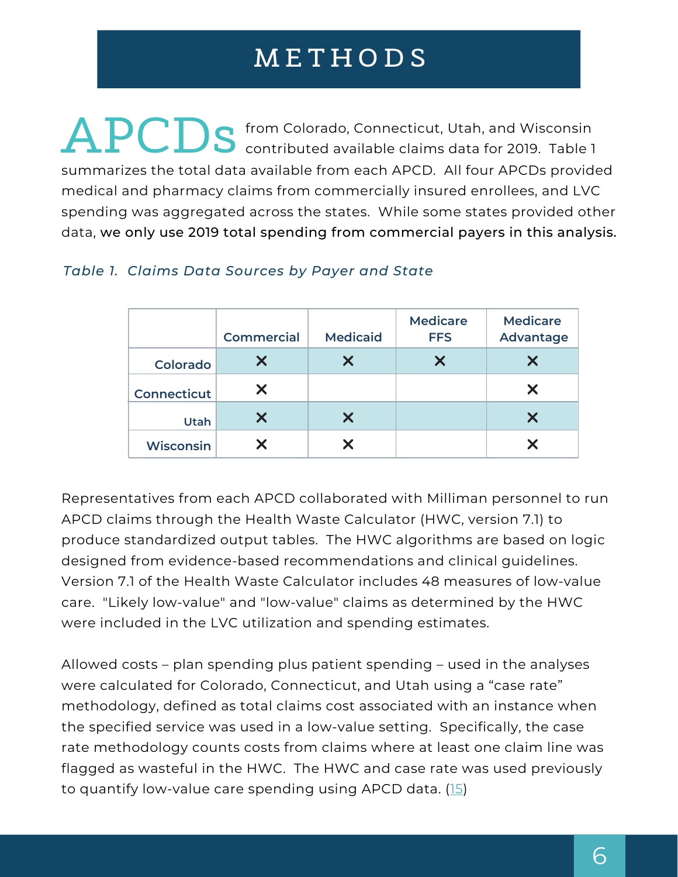# METHODS

APCDs from Colorado, Connecticut, Utah, and Wisconsin contributed available claims data for 2019. Table 1 summarizes the total data available from each APCD. All four APCDs provided medical and pharmacy claims from commercially insured enrollees, and LVC spending was aggregated across the states. While some states provided other data, **we only use 2019 total spending from commercial payers in this analysis.**

*Table 1. Claims Data Sources by Payer and State*

| | Commercial | Medicaid | Medicare FFS | Medicare Advantage |
|---|---|---|---|---|
| Colorado | ✕ | ✕ | ✕ | ✕ |
| Connecticut | ✕ | | | ✕ |
| Utah | ✕ | ✕ | | ✕ |
| Wisconsin | ✕ | ✕ | | ✕ |

Representatives from each APCD collaborated with Milliman personnel to run APCD claims through the Health Waste Calculator (HWC, version 7.1) to produce standardized output tables. The HWC algorithms are based on logic designed from evidence-based recommendations and clinical guidelines. Version 7.1 of the Health Waste Calculator includes 48 measures of low-value care. "Likely low-value" and "low-value" claims as determined by the HWC were included in the LVC utilization and spending estimates.

Allowed costs – plan spending plus patient spending – used in the analyses were calculated for Colorado, Connecticut, and Utah using a "case rate" methodology, defined as total claims cost associated with an instance when the specified service was used in a low-value setting. Specifically, the case rate methodology counts costs from claims where at least one claim line was flagged as wasteful in the HWC. The HWC and case rate was used previously to quantify low-value care spending using APCD data. (15)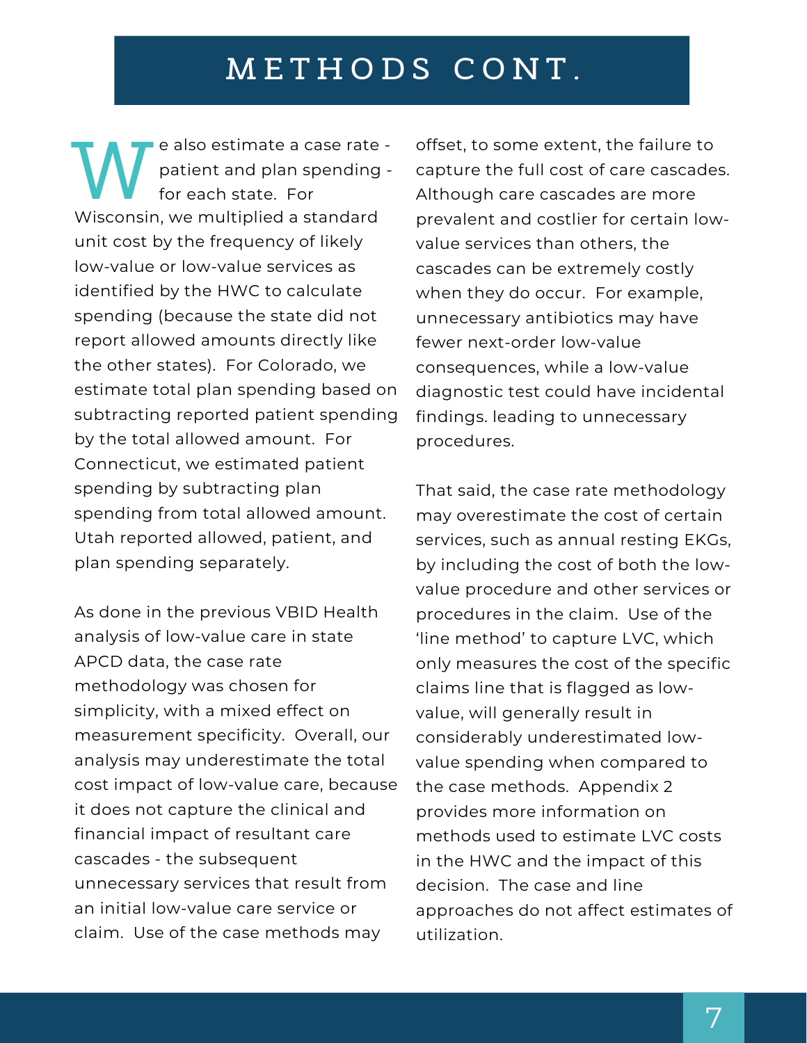## METHODS CONT.

We also estimate a case rate - patient and plan spending - for each state. For Wisconsin, we multiplied a standard unit cost by the frequency of likely low-value or low-value services as identified by the HWC to calculate spending (because the state did not report allowed amounts directly like the other states). For Colorado, we estimate total plan spending based on subtracting reported patient spending by the total allowed amount. For Connecticut, we estimated patient spending by subtracting plan spending from total allowed amount. Utah reported allowed, patient, and plan spending separately.

As done in the previous VBID Health analysis of low-value care in state APCD data, the case rate methodology was chosen for simplicity, with a mixed effect on measurement specificity. Overall, our analysis may underestimate the total cost impact of low-value care, because it does not capture the clinical and financial impact of resultant care cascades - the subsequent unnecessary services that result from an initial low-value care service or claim. Use of the case methods may offset, to some extent, the failure to capture the full cost of care cascades. Although care cascades are more prevalent and costlier for certain low-value services than others, the cascades can be extremely costly when they do occur. For example, unnecessary antibiotics may have fewer next-order low-value consequences, while a low-value diagnostic test could have incidental findings. leading to unnecessary procedures.

That said, the case rate methodology may overestimate the cost of certain services, such as annual resting EKGs, by including the cost of both the low-value procedure and other services or procedures in the claim. Use of the 'line method' to capture LVC, which only measures the cost of the specific claims line that is flagged as low-value, will generally result in considerably underestimated low-value spending when compared to the case methods. Appendix 2 provides more information on methods used to estimate LVC costs in the HWC and the impact of this decision. The case and line approaches do not affect estimates of utilization.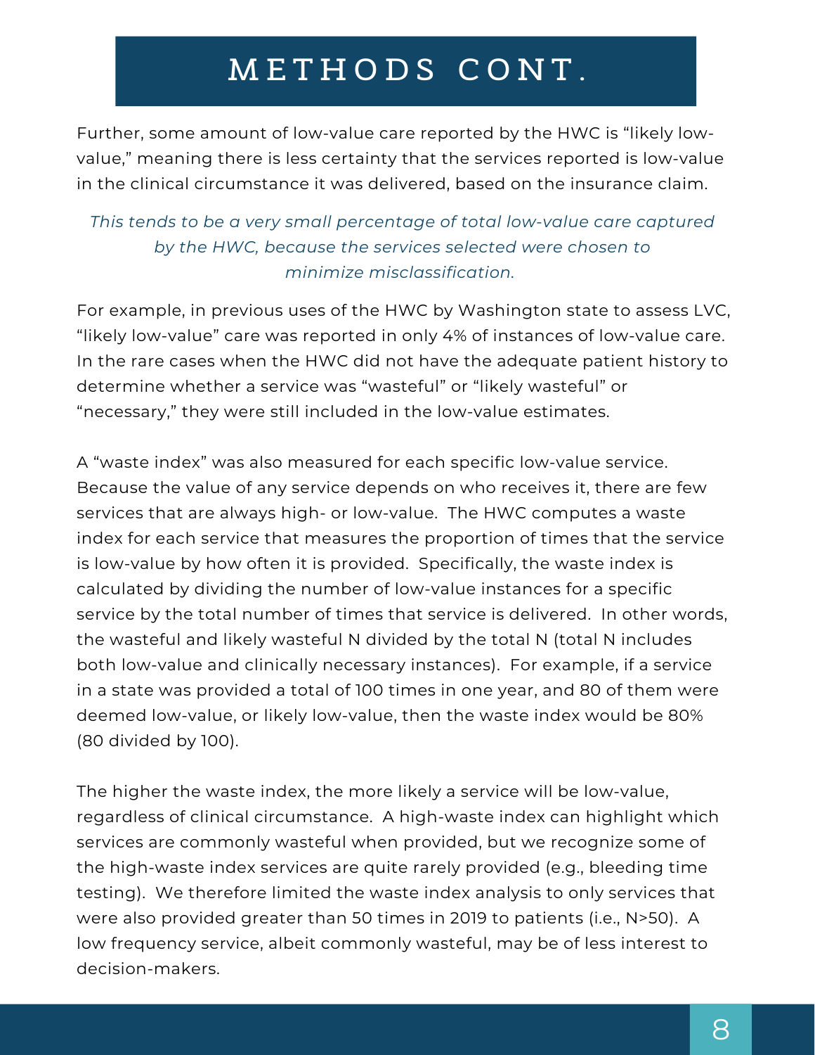# METHODS CONT.

Further, some amount of low-value care reported by the HWC is "likely low-value," meaning there is less certainty that the services reported is low-value in the clinical circumstance it was delivered, based on the insurance claim.

*This tends to be a very small percentage of total low-value care captured by the HWC, because the services selected were chosen to minimize misclassification.*

For example, in previous uses of the HWC by Washington state to assess LVC, "likely low-value" care was reported in only 4% of instances of low-value care. In the rare cases when the HWC did not have the adequate patient history to determine whether a service was "wasteful" or "likely wasteful" or "necessary," they were still included in the low-value estimates.

A "waste index" was also measured for each specific low-value service. Because the value of any service depends on who receives it, there are few services that are always high- or low-value. The HWC computes a waste index for each service that measures the proportion of times that the service is low-value by how often it is provided. Specifically, the waste index is calculated by dividing the number of low-value instances for a specific service by the total number of times that service is delivered. In other words, the wasteful and likely wasteful N divided by the total N (total N includes both low-value and clinically necessary instances). For example, if a service in a state was provided a total of 100 times in one year, and 80 of them were deemed low-value, or likely low-value, then the waste index would be 80% (80 divided by 100).

The higher the waste index, the more likely a service will be low-value, regardless of clinical circumstance. A high-waste index can highlight which services are commonly wasteful when provided, but we recognize some of the high-waste index services are quite rarely provided (e.g., bleeding time testing). We therefore limited the waste index analysis to only services that were also provided greater than 50 times in 2019 to patients (i.e., N>50). A low frequency service, albeit commonly wasteful, may be of less interest to decision-makers.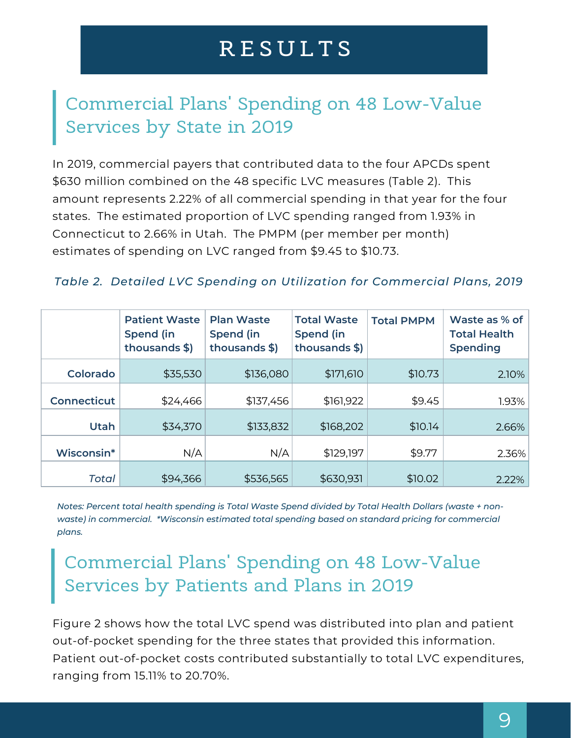# RESULTS

## Commercial Plans' Spending on 48 Low-Value Services by State in 2019

In 2019, commercial payers that contributed data to the four APCDs spent $630 million combined on the 48 specific LVC measures (Table 2). This amount represents 2.22% of all commercial spending in that year for the four states. The estimated proportion of LVC spending ranged from 1.93% in Connecticut to 2.66% in Utah. The PMPM (per member per month) estimates of spending on LVC ranged from $9.45 to $10.73.

*Table 2. Detailed LVC Spending on Utilization for Commercial Plans, 2019*

| | Patient Waste Spend (in thousands $) | Plan Waste Spend (in thousands $) | Total Waste Spend (in thousands $) | Total PMPM | Waste as % of Total Health Spending |
|---|---|---|---|---|---|
| **Colorado** | $35,530 | $136,080 | $171,610 | $10.73 | 2.10% |
| **Connecticut** | $24,466 | $137,456 | $161,922 | $9.45 | 1.93% |
| **Utah** | $34,370 | $133,832 | $168,202 | $10.14 | 2.66% |
| **Wisconsin*** | N/A | N/A | $129,197 | $9.77 | 2.36% |
| *Total* | $94,366 | $536,565 | $630,931 | $10.02 | 2.22% |

*Notes: Percent total health spending is Total Waste Spend divided by Total Health Dollars (waste + non-waste) in commercial. *Wisconsin estimated total spending based on standard pricing for commercial plans.*

## Commercial Plans' Spending on 48 Low-Value Services by Patients and Plans in 2019

Figure 2 shows how the total LVC spend was distributed into plan and patient out-of-pocket spending for the three states that provided this information. Patient out-of-pocket costs contributed substantially to total LVC expenditures, ranging from 15.11% to 20.70%.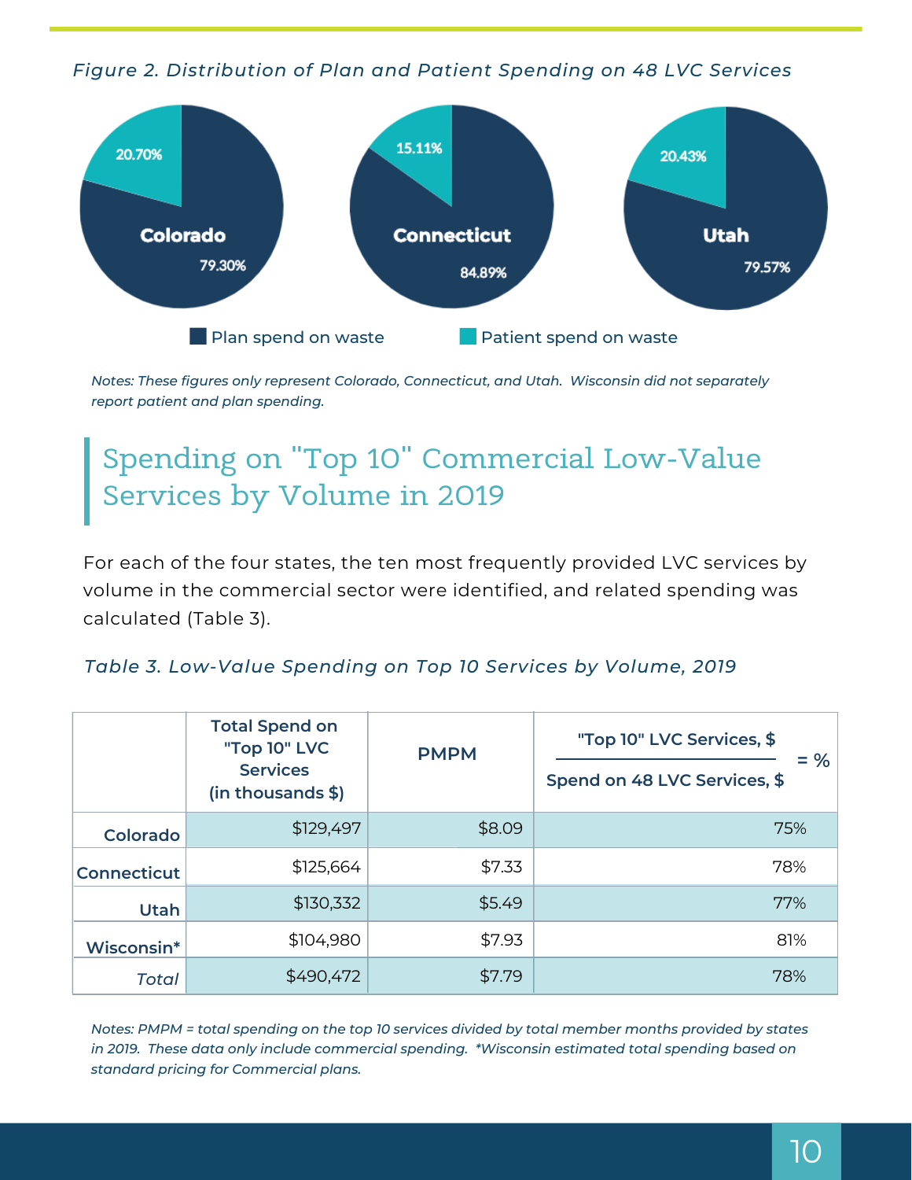*Figure 2. Distribution of Plan and Patient Spending on 48 LVC Services*

| State | Plan spend on waste | Patient spend on waste |
|---|---|---|
| Colorado | 79.30% | 20.70% |
| Connecticut | 84.89% | 15.11% |
| Utah | 79.57% | 20.43% |

*Notes: These figures only represent Colorado, Connecticut, and Utah. Wisconsin did not separately report patient and plan spending.*

## Spending on "Top 10" Commercial Low-Value Services by Volume in 2019

For each of the four states, the ten most frequently provided LVC services by volume in the commercial sector were identified, and related spending was calculated (Table 3).

*Table 3. Low-Value Spending on Top 10 Services by Volume, 2019*

| | Total Spend on "Top 10" LVC Services (in thousands $) | PMPM | "Top 10" LVC Services, $ / Spend on 48 LVC Services, $ = % |
|---|---|---|---|
| Colorado | $129,497 | $8.09 | 75% |
| Connecticut | $125,664 | $7.33 | 78% |
| Utah | $130,332 | $5.49 | 77% |
| Wisconsin* | $104,980 | $7.93 | 81% |
| *Total* | $490,472 | $7.79 | 78% |

*Notes: PMPM = total spending on the top 10 services divided by total member months provided by states in 2019. These data only include commercial spending. *Wisconsin estimated total spending based on standard pricing for Commercial plans.*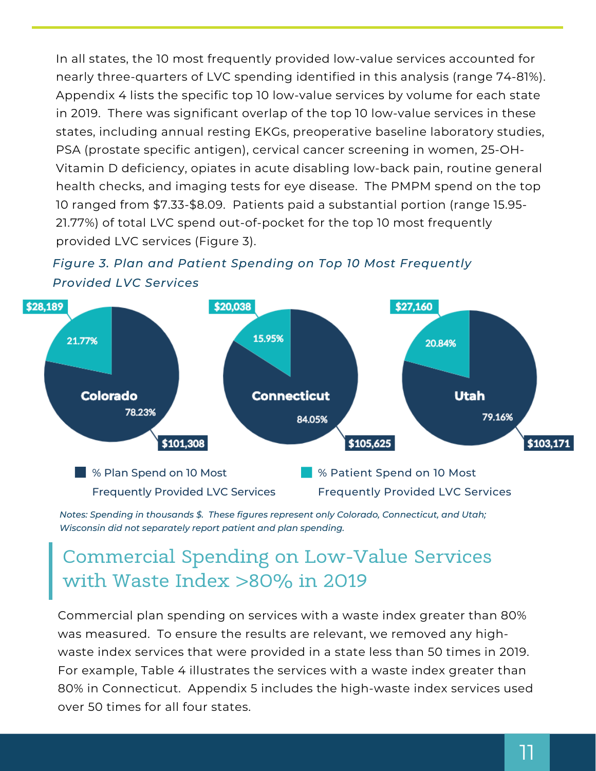In all states, the 10 most frequently provided low-value services accounted for nearly three-quarters of LVC spending identified in this analysis (range 74-81%). Appendix 4 lists the specific top 10 low-value services by volume for each state in 2019. There was significant overlap of the top 10 low-value services in these states, including annual resting EKGs, preoperative baseline laboratory studies, PSA (prostate specific antigen), cervical cancer screening in women, 25-OH-Vitamin D deficiency, opiates in acute disabling low-back pain, routine general health checks, and imaging tests for eye disease. The PMPM spend on the top 10 ranged from $7.33-$8.09. Patients paid a substantial portion (range 15.95-21.77%) of total LVC spend out-of-pocket for the top 10 most frequently provided LVC services (Figure 3).

*Figure 3. Plan and Patient Spending on Top 10 Most Frequently Provided LVC Services*

| State | % Plan Spend on 10 Most Frequently Provided LVC Services | Plan Spend | % Patient Spend on 10 Most Frequently Provided LVC Services | Patient Spend |
|---|---|---|---|---|
| Colorado | 78.23% | $101,308 | 21.77% | $28,189 |
| Connecticut | 84.05% | $105,625 | 15.95% | $20,038 |
| Utah | 79.16% | $103,171 | 20.84% | $27,160 |

*Notes: Spending in thousands $. These figures represent only Colorado, Connecticut, and Utah; Wisconsin did not separately report patient and plan spending.*

## Commercial Spending on Low-Value Services with Waste Index >80% in 2019

Commercial plan spending on services with a waste index greater than 80% was measured. To ensure the results are relevant, we removed any high-waste index services that were provided in a state less than 50 times in 2019. For example, Table 4 illustrates the services with a waste index greater than 80% in Connecticut. Appendix 5 includes the high-waste index services used over 50 times for all four states.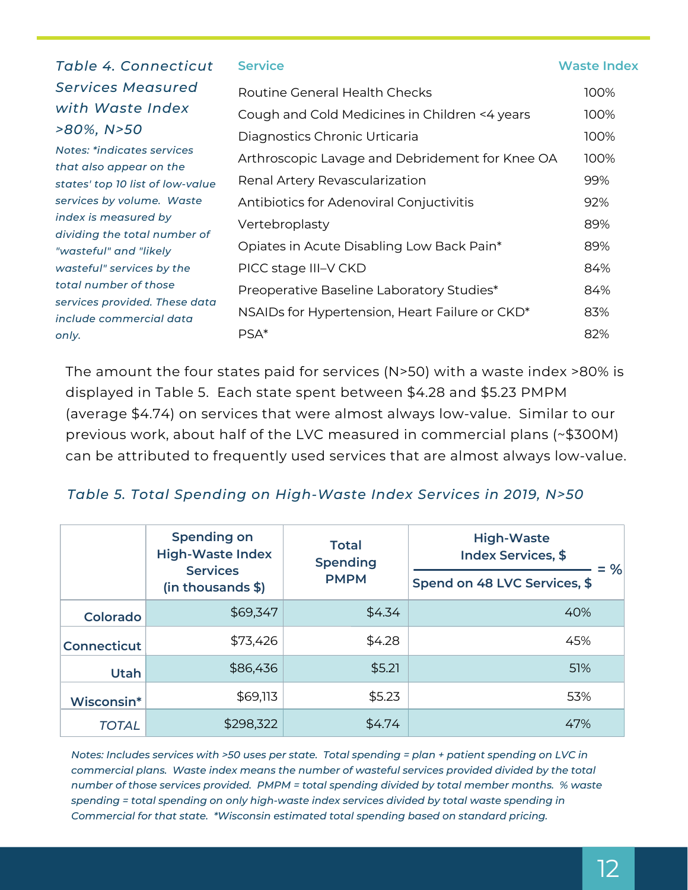*Table 4. Connecticut Services Measured with Waste Index >80%, N>50*

*Notes: *indicates services that also appear on the states' top 10 list of low-value services by volume. Waste index is measured by dividing the total number of "wasteful" and "likely wasteful" services by the total number of those services provided. These data include commercial data only.*

| Service | Waste Index |
|---|---|
| Routine General Health Checks | 100% |
| Cough and Cold Medicines in Children <4 years | 100% |
| Diagnostics Chronic Urticaria | 100% |
| Arthroscopic Lavage and Debridement for Knee OA | 100% |
| Renal Artery Revascularization | 99% |
| Antibiotics for Adenoviral Conjuctivitis | 92% |
| Vertebroplasty | 89% |
| Opiates in Acute Disabling Low Back Pain* | 89% |
| PICC stage III–V CKD | 84% |
| Preoperative Baseline Laboratory Studies* | 84% |
| NSAIDs for Hypertension, Heart Failure or CKD* | 83% |
| PSA* | 82% |

The amount the four states paid for services (N>50) with a waste index >80% is displayed in Table 5. Each state spent between $4.28 and $5.23 PMPM (average $4.74) on services that were almost always low-value. Similar to our previous work, about half of the LVC measured in commercial plans (~$300M) can be attributed to frequently used services that are almost always low-value.

*Table 5. Total Spending on High-Waste Index Services in 2019, N>50*

| | Spending on High-Waste Index Services (in thousands $) | Total Spending PMPM | High-Waste Index Services, $ / Spend on 48 LVC Services, $ = % |
|---|---|---|---|
| **Colorado** | $69,347 | $4.34 | 40% |
| **Connecticut** | $73,426 | $4.28 | 45% |
| **Utah** | $86,436 | $5.21 | 51% |
| **Wisconsin*** | $69,113 | $5.23 | 53% |
| *TOTAL* | $298,322 | $4.74 | 47% |

*Notes: Includes services with >50 uses per state. Total spending = plan + patient spending on LVC in commercial plans. Waste index means the number of wasteful services provided divided by the total number of those services provided. PMPM = total spending divided by total member months. % waste spending = total spending on only high-waste index services divided by total waste spending in Commercial for that state. *Wisconsin estimated total spending based on standard pricing.*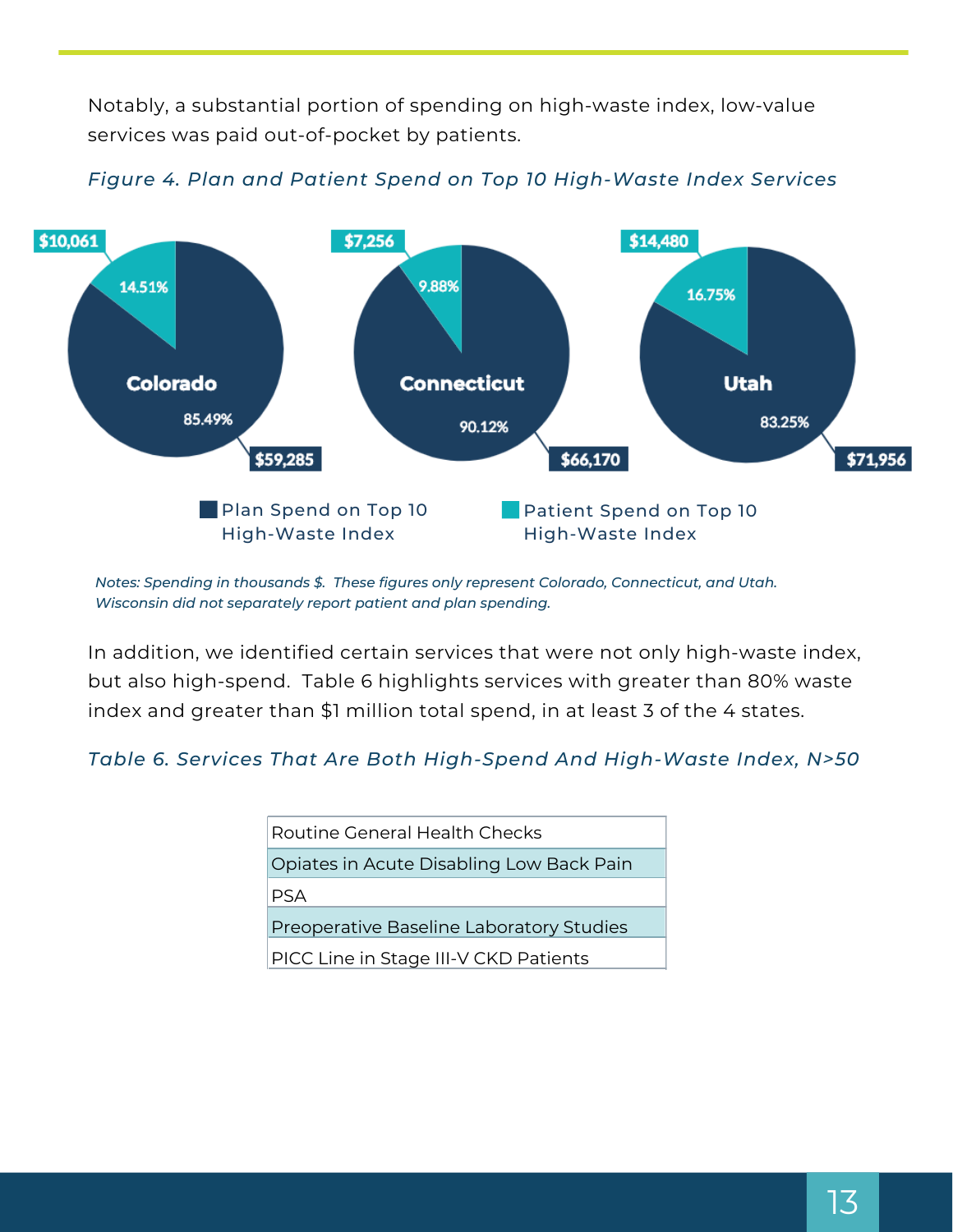Notably, a substantial portion of spending on high-waste index, low-value services was paid out-of-pocket by patients.

*Figure 4. Plan and Patient Spend on Top 10 High-Waste Index Services*

| State | Plan Spend on Top 10 High-Waste Index | Patient Spend on Top 10 High-Waste Index |
|---|---|---|
| Colorado | $59,285 (85.49%) | $10,061 (14.51%) |
| Connecticut | $66,170 (90.12%) | $7,256 (9.88%) |
| Utah | $71,956 (83.25%) | $14,480 (16.75%) |

*Notes: Spending in thousands $. These figures only represent Colorado, Connecticut, and Utah. Wisconsin did not separately report patient and plan spending.*

In addition, we identified certain services that were not only high-waste index, but also high-spend. Table 6 highlights services with greater than 80% waste index and greater than $1 million total spend, in at least 3 of the 4 states.

*Table 6. Services That Are Both High-Spend And High-Waste Index, N>50*

| Service |
|---|
| Routine General Health Checks |
| Opiates in Acute Disabling Low Back Pain |
| PSA |
| Preoperative Baseline Laboratory Studies |
| PICC Line in Stage III-V CKD Patients |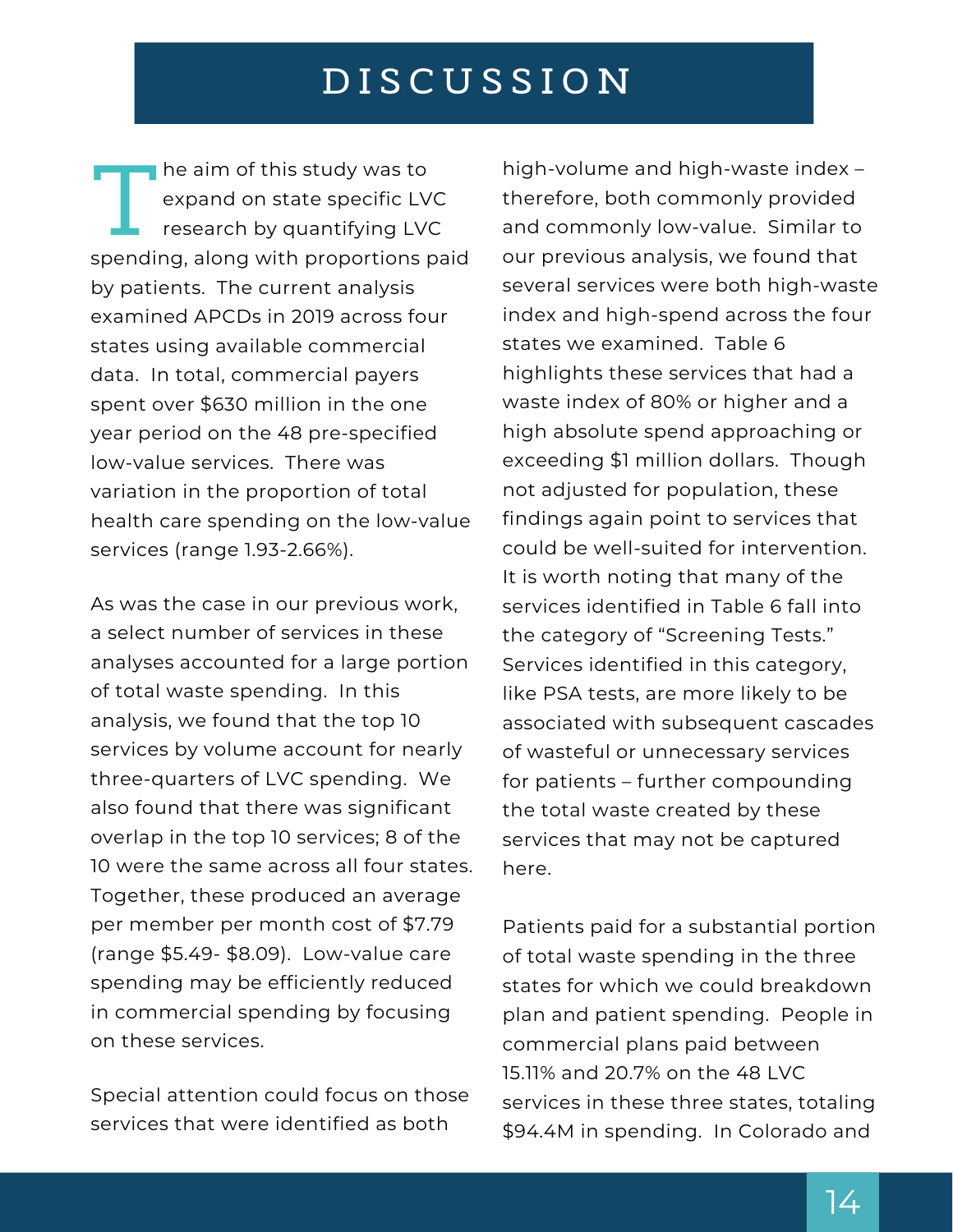# DISCUSSION

The aim of this study was to expand on state specific LVC research by quantifying LVC spending, along with proportions paid by patients. The current analysis examined APCDs in 2019 across four states using available commercial data. In total, commercial payers spent over $630 million in the one year period on the 48 pre-specified low-value services. There was variation in the proportion of total health care spending on the low-value services (range 1.93-2.66%).

As was the case in our previous work, a select number of services in these analyses accounted for a large portion of total waste spending. In this analysis, we found that the top 10 services by volume account for nearly three-quarters of LVC spending. We also found that there was significant overlap in the top 10 services; 8 of the 10 were the same across all four states. Together, these produced an average per member per month cost of $7.79 (range $5.49- $8.09). Low-value care spending may be efficiently reduced in commercial spending by focusing on these services.

Special attention could focus on those services that were identified as both high-volume and high-waste index – therefore, both commonly provided and commonly low-value. Similar to our previous analysis, we found that several services were both high-waste index and high-spend across the four states we examined. Table 6 highlights these services that had a waste index of 80% or higher and a high absolute spend approaching or exceeding $1 million dollars. Though not adjusted for population, these findings again point to services that could be well-suited for intervention. It is worth noting that many of the services identified in Table 6 fall into the category of "Screening Tests." Services identified in this category, like PSA tests, are more likely to be associated with subsequent cascades of wasteful or unnecessary services for patients – further compounding the total waste created by these services that may not be captured here.

Patients paid for a substantial portion of total waste spending in the three states for which we could breakdown plan and patient spending. People in commercial plans paid between 15.11% and 20.7% on the 48 LVC services in these three states, totaling $94.4M in spending. In Colorado and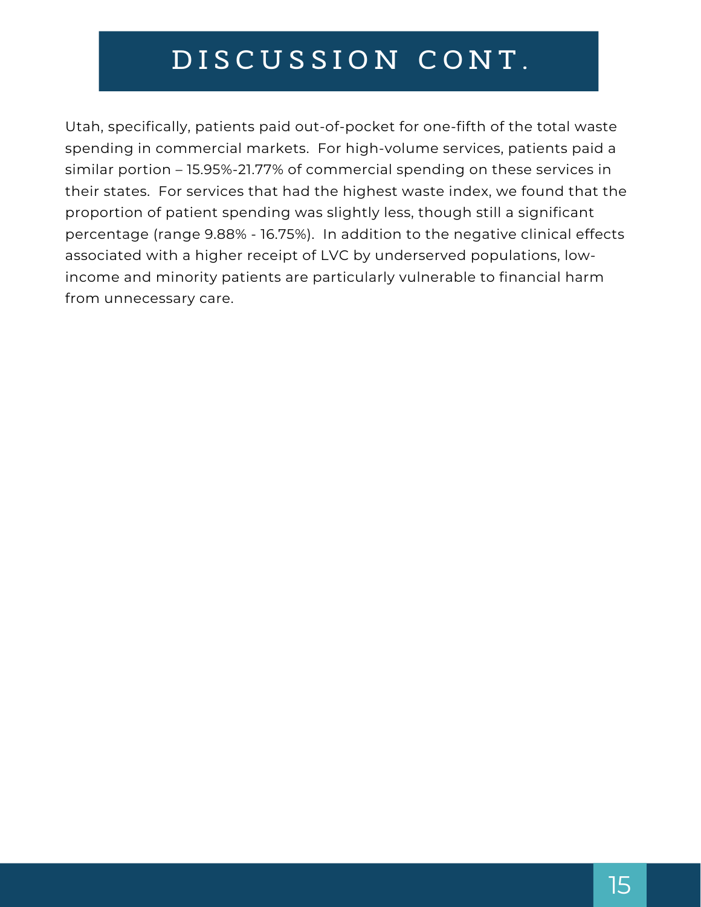# DISCUSSION CONT.

Utah, specifically, patients paid out-of-pocket for one-fifth of the total waste spending in commercial markets. For high-volume services, patients paid a similar portion – 15.95%-21.77% of commercial spending on these services in their states. For services that had the highest waste index, we found that the proportion of patient spending was slightly less, though still a significant percentage (range 9.88% - 16.75%). In addition to the negative clinical effects associated with a higher receipt of LVC by underserved populations, low-income and minority patients are particularly vulnerable to financial harm from unnecessary care.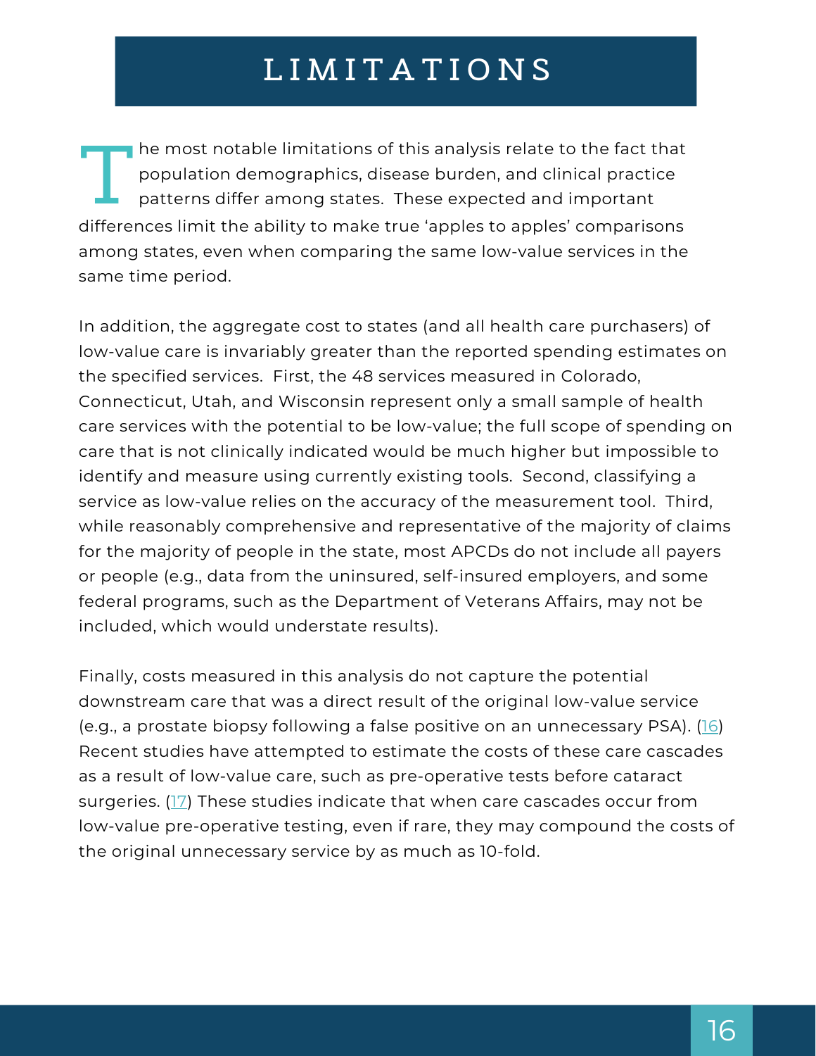# LIMITATIONS

The most notable limitations of this analysis relate to the fact that population demographics, disease burden, and clinical practice patterns differ among states. These expected and important differences limit the ability to make true 'apples to apples' comparisons among states, even when comparing the same low-value services in the same time period.

In addition, the aggregate cost to states (and all health care purchasers) of low-value care is invariably greater than the reported spending estimates on the specified services. First, the 48 services measured in Colorado, Connecticut, Utah, and Wisconsin represent only a small sample of health care services with the potential to be low-value; the full scope of spending on care that is not clinically indicated would be much higher but impossible to identify and measure using currently existing tools. Second, classifying a service as low-value relies on the accuracy of the measurement tool. Third, while reasonably comprehensive and representative of the majority of claims for the majority of people in the state, most APCDs do not include all payers or people (e.g., data from the uninsured, self-insured employers, and some federal programs, such as the Department of Veterans Affairs, may not be included, which would understate results).

Finally, costs measured in this analysis do not capture the potential downstream care that was a direct result of the original low-value service (e.g., a prostate biopsy following a false positive on an unnecessary PSA). (16) Recent studies have attempted to estimate the costs of these care cascades as a result of low-value care, such as pre-operative tests before cataract surgeries. (17) These studies indicate that when care cascades occur from low-value pre-operative testing, even if rare, they may compound the costs of the original unnecessary service by as much as 10-fold.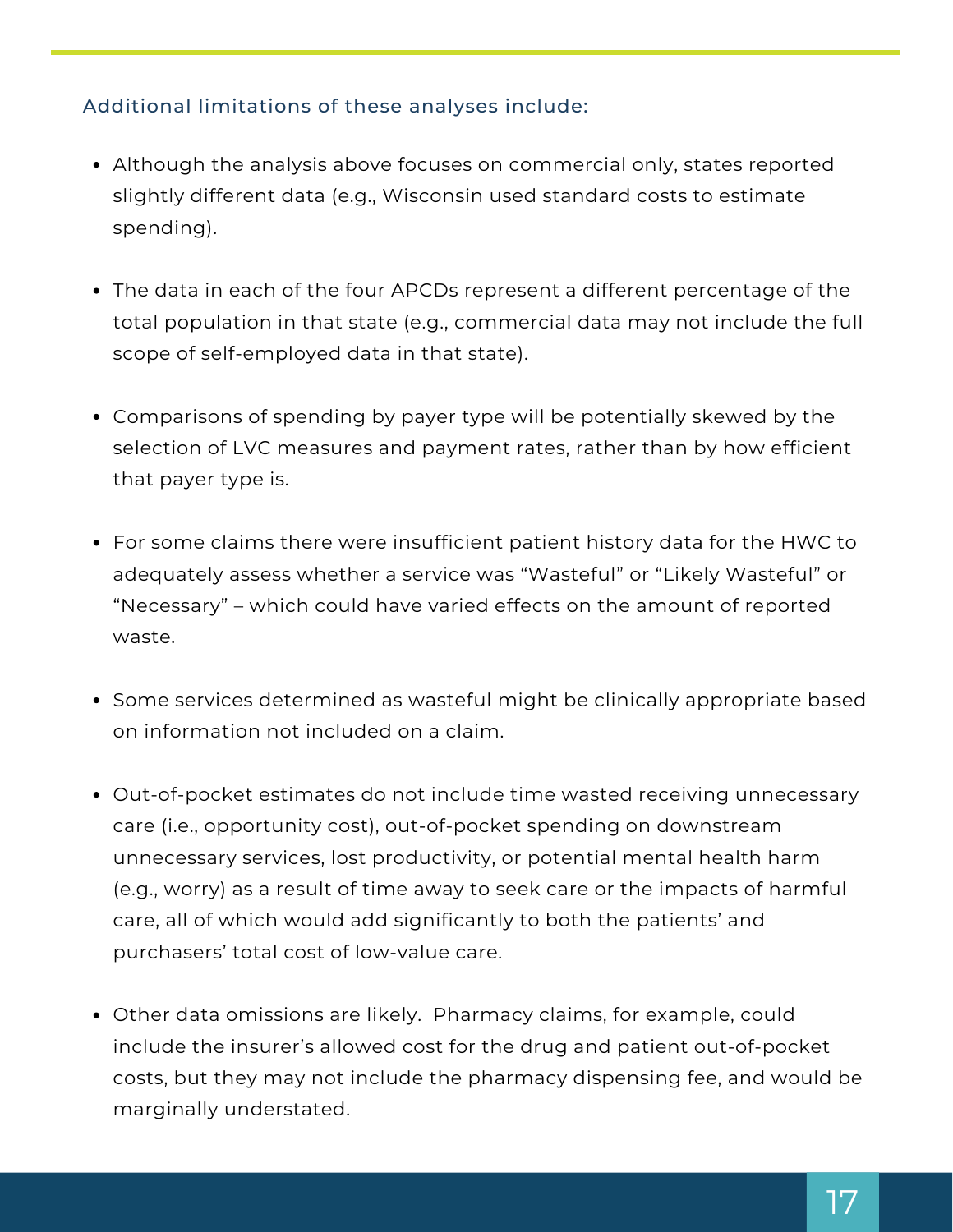### Additional limitations of these analyses include:

- Although the analysis above focuses on commercial only, states reported slightly different data (e.g., Wisconsin used standard costs to estimate spending).

- The data in each of the four APCDs represent a different percentage of the total population in that state (e.g., commercial data may not include the full scope of self-employed data in that state).

- Comparisons of spending by payer type will be potentially skewed by the selection of LVC measures and payment rates, rather than by how efficient that payer type is.

- For some claims there were insufficient patient history data for the HWC to adequately assess whether a service was “Wasteful” or “Likely Wasteful” or “Necessary” – which could have varied effects on the amount of reported waste.

- Some services determined as wasteful might be clinically appropriate based on information not included on a claim.

- Out-of-pocket estimates do not include time wasted receiving unnecessary care (i.e., opportunity cost), out-of-pocket spending on downstream unnecessary services, lost productivity, or potential mental health harm (e.g., worry) as a result of time away to seek care or the impacts of harmful care, all of which would add significantly to both the patients’ and purchasers’ total cost of low-value care.

- Other data omissions are likely. Pharmacy claims, for example, could include the insurer’s allowed cost for the drug and patient out-of-pocket costs, but they may not include the pharmacy dispensing fee, and would be marginally understated.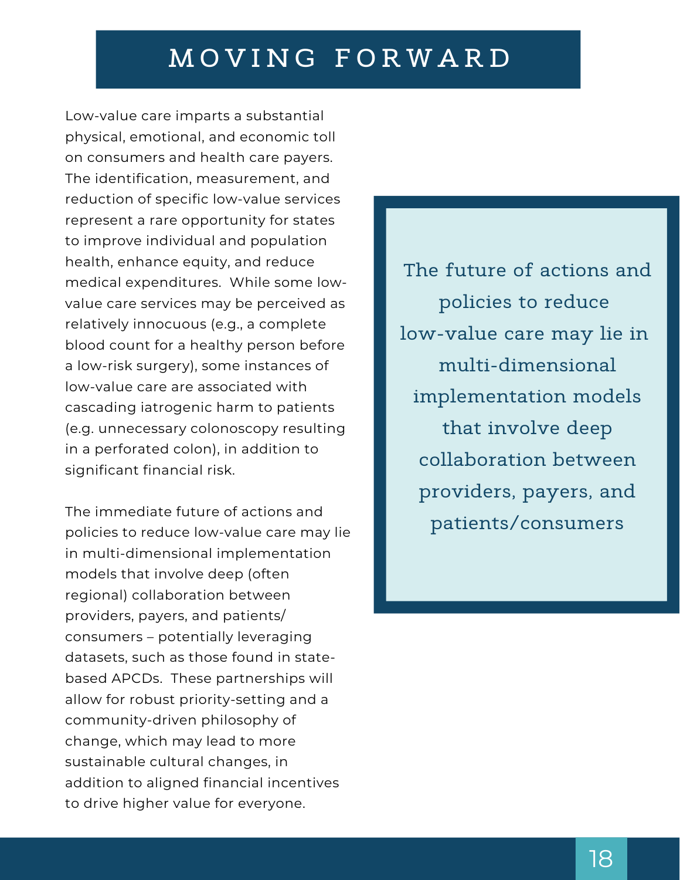# MOVING FORWARD

Low-value care imparts a substantial physical, emotional, and economic toll on consumers and health care payers. The identification, measurement, and reduction of specific low-value services represent a rare opportunity for states to improve individual and population health, enhance equity, and reduce medical expenditures. While some low-value care services may be perceived as relatively innocuous (e.g., a complete blood count for a healthy person before a low-risk surgery), some instances of low-value care are associated with cascading iatrogenic harm to patients (e.g. unnecessary colonoscopy resulting in a perforated colon), in addition to significant financial risk.

The immediate future of actions and policies to reduce low-value care may lie in multi-dimensional implementation models that involve deep (often regional) collaboration between providers, payers, and patients/consumers – potentially leveraging datasets, such as those found in state-based APCDs. These partnerships will allow for robust priority-setting and a community-driven philosophy of change, which may lead to more sustainable cultural changes, in addition to aligned financial incentives to drive higher value for everyone.

> The future of actions and policies to reduce low-value care may lie in multi-dimensional implementation models that involve deep collaboration between providers, payers, and patients/consumers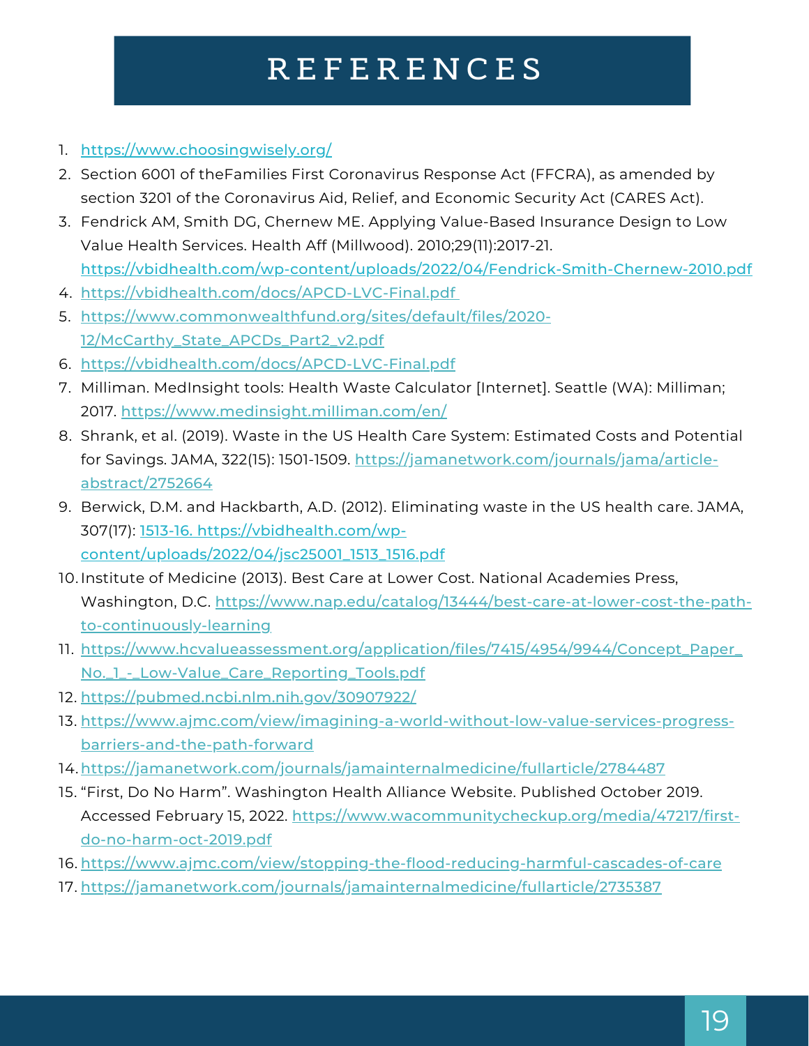# REFERENCES

1. https://www.choosingwisely.org/
2. Section 6001 of theFamilies First Coronavirus Response Act (FFCRA), as amended by section 3201 of the Coronavirus Aid, Relief, and Economic Security Act (CARES Act).
3. Fendrick AM, Smith DG, Chernew ME. Applying Value-Based Insurance Design to Low Value Health Services. Health Aff (Millwood). 2010;29(11):2017-21. https://vbidhealth.com/wp-content/uploads/2022/04/Fendrick-Smith-Chernew-2010.pdf
4. https://vbidhealth.com/docs/APCD-LVC-Final.pdf
5. https://www.commonwealthfund.org/sites/default/files/2020-12/McCarthy_State_APCDs_Part2_v2.pdf
6. https://vbidhealth.com/docs/APCD-LVC-Final.pdf
7. Milliman. MedInsight tools: Health Waste Calculator [Internet]. Seattle (WA): Milliman; 2017. https://www.medinsight.milliman.com/en/
8. Shrank, et al. (2019). Waste in the US Health Care System: Estimated Costs and Potential for Savings. JAMA, 322(15): 1501-1509. https://jamanetwork.com/journals/jama/article-abstract/2752664
9. Berwick, D.M. and Hackbarth, A.D. (2012). Eliminating waste in the US health care. JAMA, 307(17): 1513-16. https://vbidhealth.com/wp-content/uploads/2022/04/jsc25001_1513_1516.pdf
10. Institute of Medicine (2013). Best Care at Lower Cost. National Academies Press, Washington, D.C. https://www.nap.edu/catalog/13444/best-care-at-lower-cost-the-path-to-continuously-learning
11. https://www.hcvalueassessment.org/application/files/7415/4954/9944/Concept_Paper_No._1_-_Low-Value_Care_Reporting_Tools.pdf
12. https://pubmed.ncbi.nlm.nih.gov/30907922/
13. https://www.ajmc.com/view/imagining-a-world-without-low-value-services-progress-barriers-and-the-path-forward
14. https://jamanetwork.com/journals/jamainternalmedicine/fullarticle/2784487
15. "First, Do No Harm". Washington Health Alliance Website. Published October 2019. Accessed February 15, 2022. https://www.wacommunitycheckup.org/media/47217/first-do-no-harm-oct-2019.pdf
16. https://www.ajmc.com/view/stopping-the-flood-reducing-harmful-cascades-of-care
17. https://jamanetwork.com/journals/jamainternalmedicine/fullarticle/2735387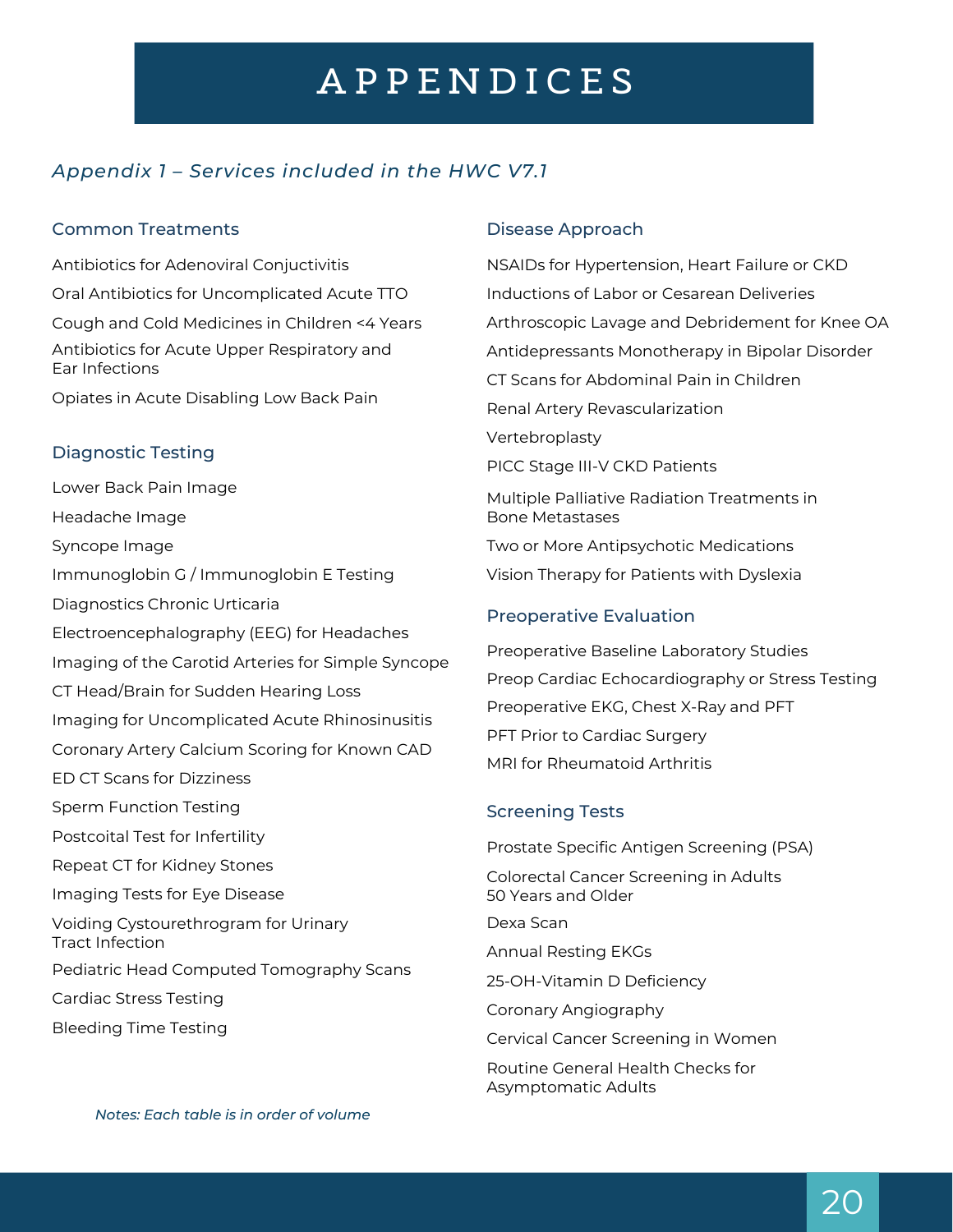# APPENDICES

## *Appendix 1 – Services included in the HWC V7.1*

### Common Treatments

Antibiotics for Adenoviral Conjuctivitis

Oral Antibiotics for Uncomplicated Acute TTO

Cough and Cold Medicines in Children <4 Years

Antibiotics for Acute Upper Respiratory and Ear Infections

Opiates in Acute Disabling Low Back Pain

### Diagnostic Testing

Lower Back Pain Image

Headache Image

Syncope Image

Immunoglobin G / Immunoglobin E Testing

Diagnostics Chronic Urticaria

Electroencephalography (EEG) for Headaches

Imaging of the Carotid Arteries for Simple Syncope

CT Head/Brain for Sudden Hearing Loss

Imaging for Uncomplicated Acute Rhinosinusitis

Coronary Artery Calcium Scoring for Known CAD

ED CT Scans for Dizziness

Sperm Function Testing

Postcoital Test for Infertility

Repeat CT for Kidney Stones

Imaging Tests for Eye Disease

Voiding Cystourethrogram for Urinary Tract Infection

Pediatric Head Computed Tomography Scans

Cardiac Stress Testing

Bleeding Time Testing

*Notes: Each table is in order of volume*

### Disease Approach

NSAIDs for Hypertension, Heart Failure or CKD

Inductions of Labor or Cesarean Deliveries

Arthroscopic Lavage and Debridement for Knee OA

Antidepressants Monotherapy in Bipolar Disorder

CT Scans for Abdominal Pain in Children

Renal Artery Revascularization

Vertebroplasty

PICC Stage III-V CKD Patients

Multiple Palliative Radiation Treatments in Bone Metastases

Two or More Antipsychotic Medications

Vision Therapy for Patients with Dyslexia

### Preoperative Evaluation

Preoperative Baseline Laboratory Studies

Preop Cardiac Echocardiography or Stress Testing

Preoperative EKG, Chest X-Ray and PFT

PFT Prior to Cardiac Surgery

MRI for Rheumatoid Arthritis

### Screening Tests

Prostate Specific Antigen Screening (PSA)

Colorectal Cancer Screening in Adults 50 Years and Older

Dexa Scan

Annual Resting EKGs

25-OH-Vitamin D Deficiency

Coronary Angiography

Cervical Cancer Screening in Women

Routine General Health Checks for Asymptomatic Adults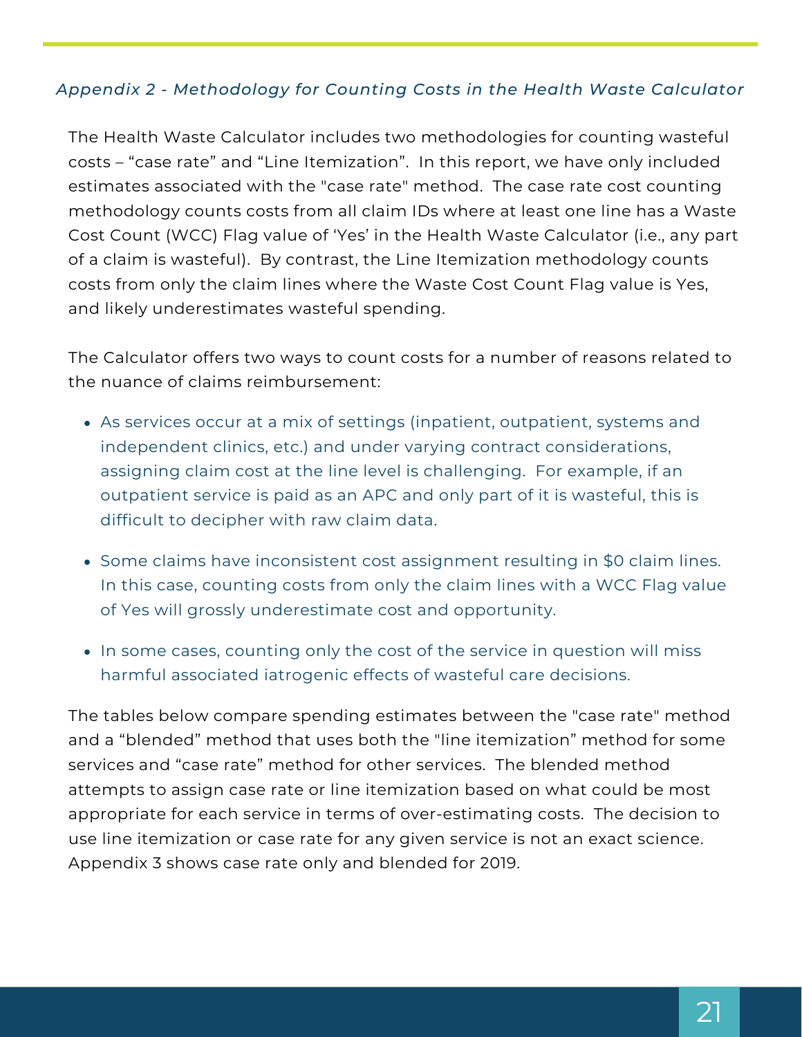## *Appendix 2 - Methodology for Counting Costs in the Health Waste Calculator*

The Health Waste Calculator includes two methodologies for counting wasteful costs – “case rate” and “Line Itemization”. In this report, we have only included estimates associated with the "case rate" method. The case rate cost counting methodology counts costs from all claim IDs where at least one line has a Waste Cost Count (WCC) Flag value of ‘Yes’ in the Health Waste Calculator (i.e., any part of a claim is wasteful). By contrast, the Line Itemization methodology counts costs from only the claim lines where the Waste Cost Count Flag value is Yes, and likely underestimates wasteful spending.

The Calculator offers two ways to count costs for a number of reasons related to the nuance of claims reimbursement:

- As services occur at a mix of settings (inpatient, outpatient, systems and independent clinics, etc.) and under varying contract considerations, assigning claim cost at the line level is challenging. For example, if an outpatient service is paid as an APC and only part of it is wasteful, this is difficult to decipher with raw claim data.
- Some claims have inconsistent cost assignment resulting in $0 claim lines. In this case, counting costs from only the claim lines with a WCC Flag value of Yes will grossly underestimate cost and opportunity.
- In some cases, counting only the cost of the service in question will miss harmful associated iatrogenic effects of wasteful care decisions.

The tables below compare spending estimates between the "case rate" method and a “blended” method that uses both the "line itemization” method for some services and “case rate” method for other services. The blended method attempts to assign case rate or line itemization based on what could be most appropriate for each service in terms of over-estimating costs. The decision to use line itemization or case rate for any given service is not an exact science. Appendix 3 shows case rate only and blended for 2019.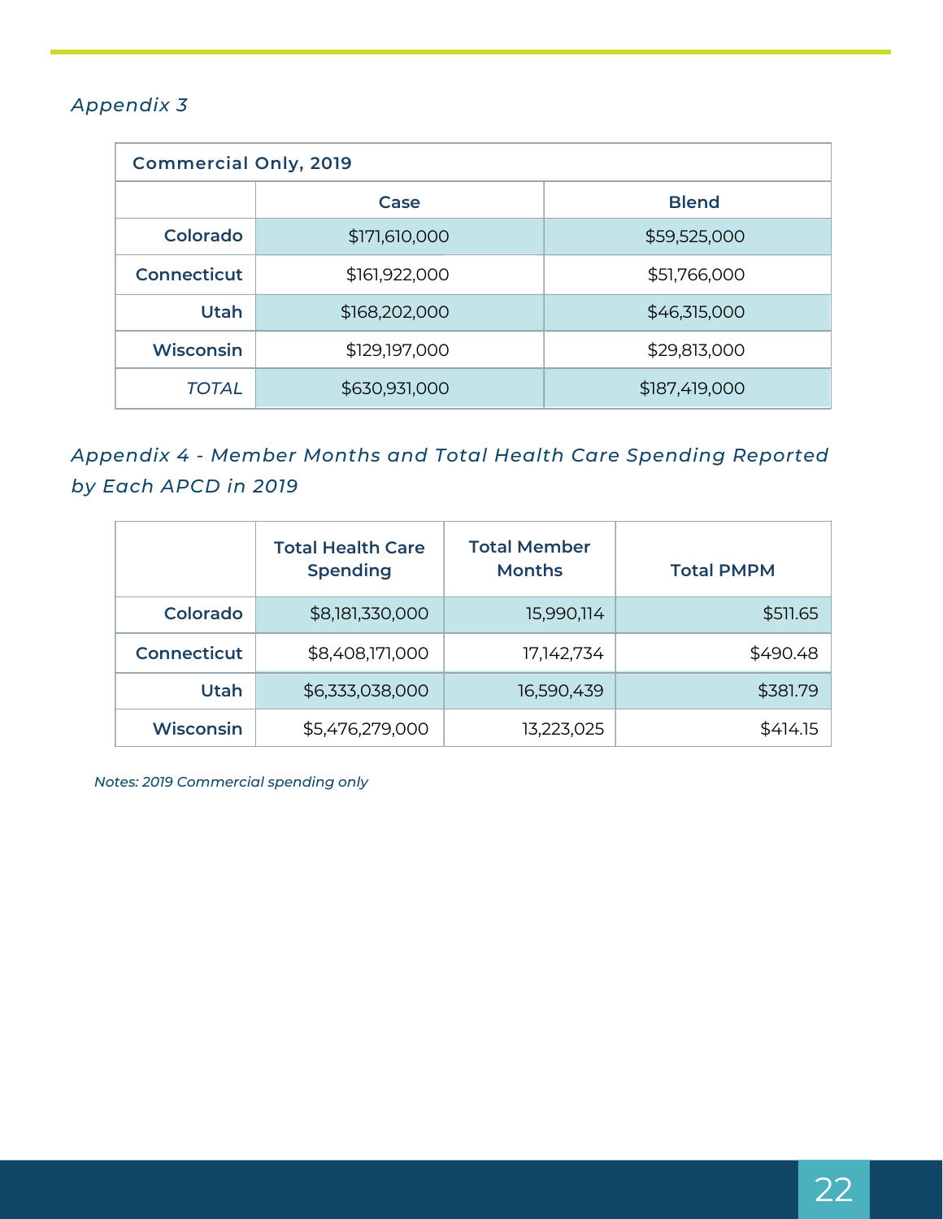*Appendix 3*

| Commercial Only, 2019 | | |
|---|---|---|
| | Case | Blend |
| **Colorado** | $171,610,000 | $59,525,000 |
| **Connecticut** | $161,922,000 | $51,766,000 |
| **Utah** | $168,202,000 | $46,315,000 |
| **Wisconsin** | $129,197,000 | $29,813,000 |
| *TOTAL* | $630,931,000 | $187,419,000 |

## *Appendix 4 - Member Months and Total Health Care Spending Reported by Each APCD in 2019*

| | Total Health Care Spending | Total Member Months | Total PMPM |
|---|---|---|---|
| **Colorado** | $8,181,330,000 | 15,990,114 | $511.65 |
| **Connecticut** | $8,408,171,000 | 17,142,734 | $490.48 |
| **Utah** | $6,333,038,000 | 16,590,439 | $381.79 |
| **Wisconsin** | $5,476,279,000 | 13,223,025 | $414.15 |

*Notes: 2019 Commercial spending only*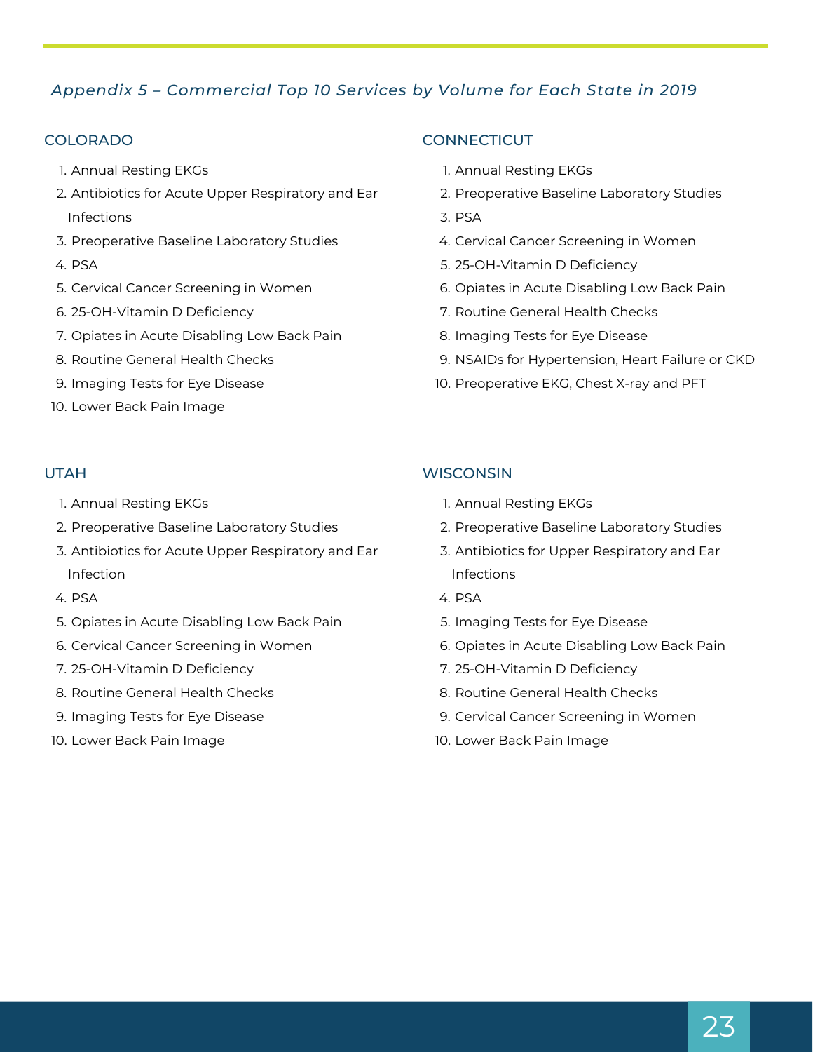## *Appendix 5 – Commercial Top 10 Services by Volume for Each State in 2019*

### COLORADO

1. Annual Resting EKGs
2. Antibiotics for Acute Upper Respiratory and Ear Infections
3. Preoperative Baseline Laboratory Studies
4. PSA
5. Cervical Cancer Screening in Women
6. 25-OH-Vitamin D Deficiency
7. Opiates in Acute Disabling Low Back Pain
8. Routine General Health Checks
9. Imaging Tests for Eye Disease
10. Lower Back Pain Image

### CONNECTICUT

1. Annual Resting EKGs
2. Preoperative Baseline Laboratory Studies
3. PSA
4. Cervical Cancer Screening in Women
5. 25-OH-Vitamin D Deficiency
6. Opiates in Acute Disabling Low Back Pain
7. Routine General Health Checks
8. Imaging Tests for Eye Disease
9. NSAIDs for Hypertension, Heart Failure or CKD
10. Preoperative EKG, Chest X-ray and PFT

### UTAH

1. Annual Resting EKGs
2. Preoperative Baseline Laboratory Studies
3. Antibiotics for Acute Upper Respiratory and Ear Infection
4. PSA
5. Opiates in Acute Disabling Low Back Pain
6. Cervical Cancer Screening in Women
7. 25-OH-Vitamin D Deficiency
8. Routine General Health Checks
9. Imaging Tests for Eye Disease
10. Lower Back Pain Image

### WISCONSIN

1. Annual Resting EKGs
2. Preoperative Baseline Laboratory Studies
3. Antibiotics for Upper Respiratory and Ear Infections
4. PSA
5. Imaging Tests for Eye Disease
6. Opiates in Acute Disabling Low Back Pain
7. 25-OH-Vitamin D Deficiency
8. Routine General Health Checks
9. Cervical Cancer Screening in Women
10. Lower Back Pain Image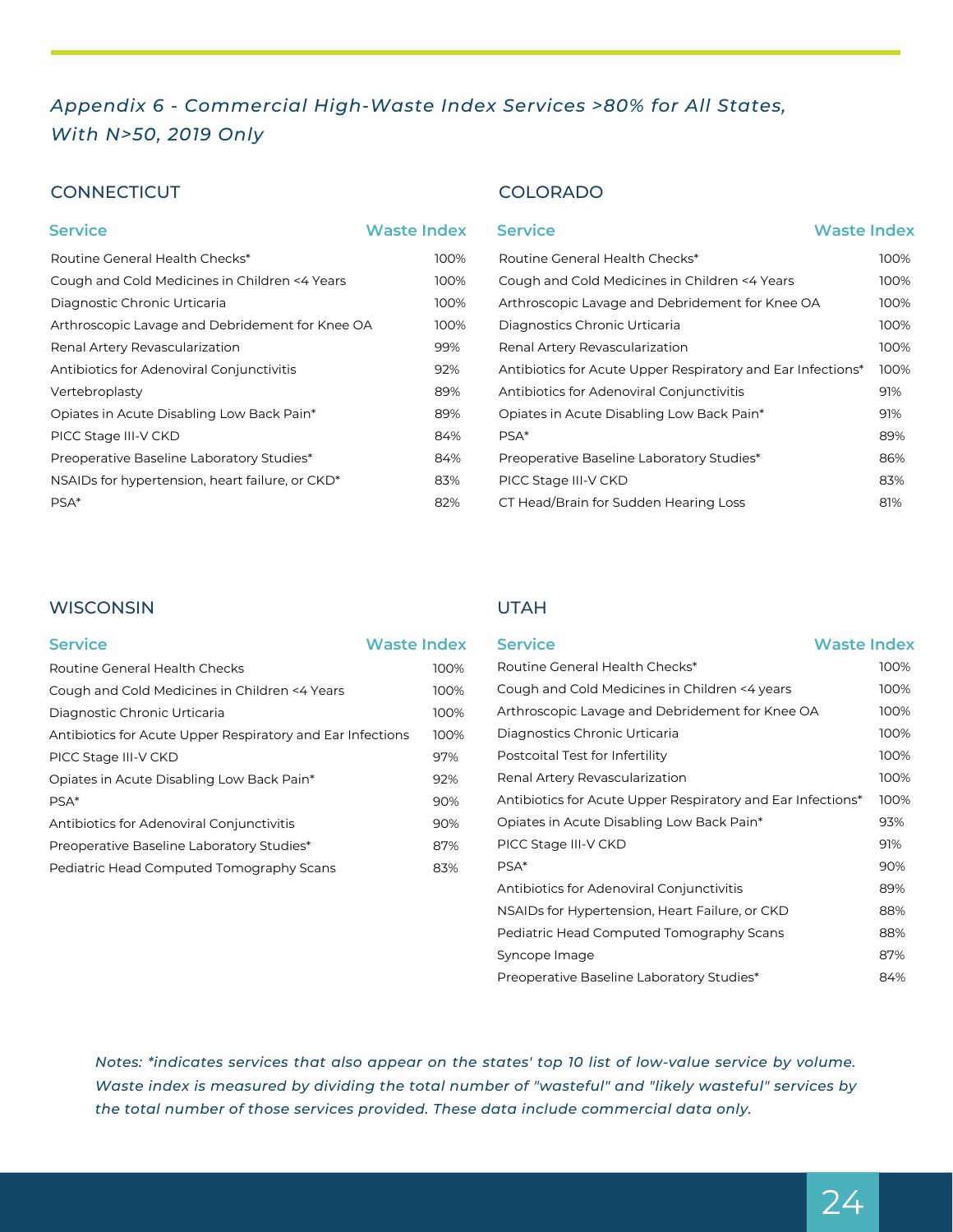## *Appendix 6 - Commercial High-Waste Index Services >80% for All States, With N>50, 2019 Only*

### CONNECTICUT

| Service | Waste Index |
|---|---|
| Routine General Health Checks* | 100% |
| Cough and Cold Medicines in Children <4 Years | 100% |
| Diagnostic Chronic Urticaria | 100% |
| Arthroscopic Lavage and Debridement for Knee OA | 100% |
| Renal Artery Revascularization | 99% |
| Antibiotics for Adenoviral Conjunctivitis | 92% |
| Vertebroplasty | 89% |
| Opiates in Acute Disabling Low Back Pain* | 89% |
| PICC Stage III-V CKD | 84% |
| Preoperative Baseline Laboratory Studies* | 84% |
| NSAIDs for hypertension, heart failure, or CKD* | 83% |
| PSA* | 82% |

### COLORADO

| Service | Waste Index |
|---|---|
| Routine General Health Checks* | 100% |
| Cough and Cold Medicines in Children <4 Years | 100% |
| Arthroscopic Lavage and Debridement for Knee OA | 100% |
| Diagnostics Chronic Urticaria | 100% |
| Renal Artery Revascularization | 100% |
| Antibiotics for Acute Upper Respiratory and Ear Infections* | 100% |
| Antibiotics for Adenoviral Conjunctivitis | 91% |
| Opiates in Acute Disabling Low Back Pain* | 91% |
| PSA* | 89% |
| Preoperative Baseline Laboratory Studies* | 86% |
| PICC Stage III-V CKD | 83% |
| CT Head/Brain for Sudden Hearing Loss | 81% |

### WISCONSIN

| Service | Waste Index |
|---|---|
| Routine General Health Checks | 100% |
| Cough and Cold Medicines in Children <4 Years | 100% |
| Diagnostic Chronic Urticaria | 100% |
| Antibiotics for Acute Upper Respiratory and Ear Infections | 100% |
| PICC Stage III-V CKD | 97% |
| Opiates in Acute Disabling Low Back Pain* | 92% |
| PSA* | 90% |
| Antibiotics for Adenoviral Conjunctivitis | 90% |
| Preoperative Baseline Laboratory Studies* | 87% |
| Pediatric Head Computed Tomography Scans | 83% |

### UTAH

| Service | Waste Index |
|---|---|
| Routine General Health Checks* | 100% |
| Cough and Cold Medicines in Children <4 years | 100% |
| Arthroscopic Lavage and Debridement for Knee OA | 100% |
| Diagnostics Chronic Urticaria | 100% |
| Postcoital Test for Infertility | 100% |
| Renal Artery Revascularization | 100% |
| Antibiotics for Acute Upper Respiratory and Ear Infections* | 100% |
| Opiates in Acute Disabling Low Back Pain* | 93% |
| PICC Stage III-V CKD | 91% |
| PSA* | 90% |
| Antibiotics for Adenoviral Conjunctivitis | 89% |
| NSAIDs for Hypertension, Heart Failure, or CKD | 88% |
| Pediatric Head Computed Tomography Scans | 88% |
| Syncope Image | 87% |
| Preoperative Baseline Laboratory Studies* | 84% |

*Notes: *indicates services that also appear on the states' top 10 list of low-value service by volume. Waste index is measured by dividing the total number of "wasteful" and "likely wasteful" services by the total number of those services provided. These data include commercial data only.*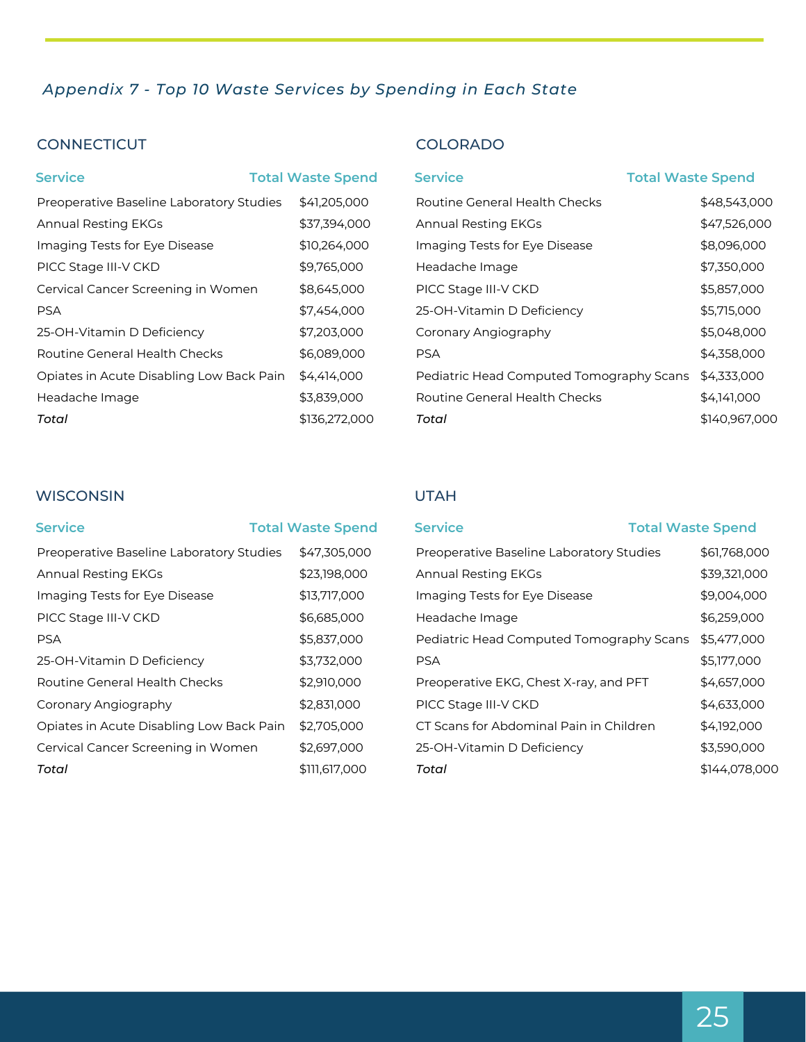## *Appendix 7 - Top 10 Waste Services by Spending in Each State*

### CONNECTICUT

| Service | Total Waste Spend |
|---|---|
| Preoperative Baseline Laboratory Studies | $41,205,000 |
| Annual Resting EKGs | $37,394,000 |
| Imaging Tests for Eye Disease | $10,264,000 |
| PICC Stage III-V CKD | $9,765,000 |
| Cervical Cancer Screening in Women | $8,645,000 |
| PSA | $7,454,000 |
| 25-OH-Vitamin D Deficiency | $7,203,000 |
| Routine General Health Checks | $6,089,000 |
| Opiates in Acute Disabling Low Back Pain | $4,414,000 |
| Headache Image | $3,839,000 |
| *Total* | $136,272,000 |

### COLORADO

| Service | Total Waste Spend |
|---|---|
| Routine General Health Checks | $48,543,000 |
| Annual Resting EKGs | $47,526,000 |
| Imaging Tests for Eye Disease | $8,096,000 |
| Headache Image | $7,350,000 |
| PICC Stage III-V CKD | $5,857,000 |
| 25-OH-Vitamin D Deficiency | $5,715,000 |
| Coronary Angiography | $5,048,000 |
| PSA | $4,358,000 |
| Pediatric Head Computed Tomography Scans | $4,333,000 |
| Routine General Health Checks | $4,141,000 |
| *Total* | $140,967,000 |

### WISCONSIN

| Service | Total Waste Spend |
|---|---|
| Preoperative Baseline Laboratory Studies | $47,305,000 |
| Annual Resting EKGs | $23,198,000 |
| Imaging Tests for Eye Disease | $13,717,000 |
| PICC Stage III-V CKD | $6,685,000 |
| PSA | $5,837,000 |
| 25-OH-Vitamin D Deficiency | $3,732,000 |
| Routine General Health Checks | $2,910,000 |
| Coronary Angiography | $2,831,000 |
| Opiates in Acute Disabling Low Back Pain | $2,705,000 |
| Cervical Cancer Screening in Women | $2,697,000 |
| *Total* | $111,617,000 |

### UTAH

| Service | Total Waste Spend |
|---|---|
| Preoperative Baseline Laboratory Studies | $61,768,000 |
| Annual Resting EKGs | $39,321,000 |
| Imaging Tests for Eye Disease | $9,004,000 |
| Headache Image | $6,259,000 |
| Pediatric Head Computed Tomography Scans | $5,477,000 |
| PSA | $5,177,000 |
| Preoperative EKG, Chest X-ray, and PFT | $4,657,000 |
| PICC Stage III-V CKD | $4,633,000 |
| CT Scans for Abdominal Pain in Children | $4,192,000 |
| 25-OH-Vitamin D Deficiency | $3,590,000 |
| *Total* | $144,078,000 |